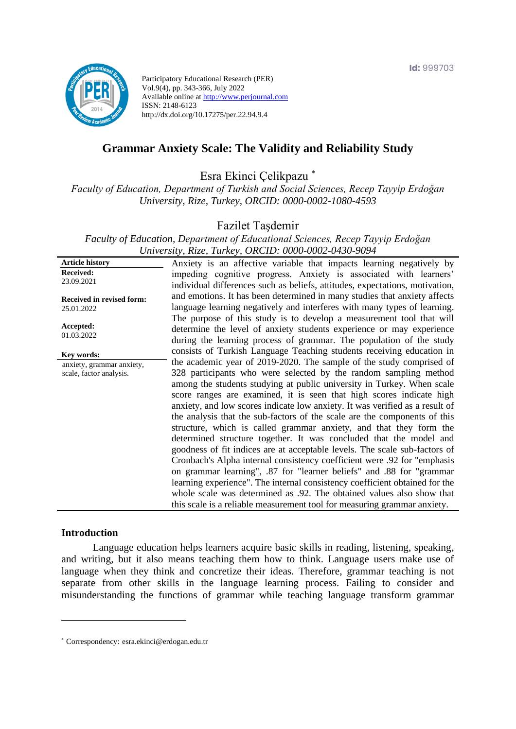Id: 999703

Participatory Educational Research (PER)
Vol.9(4), pp. 343-366, July 2022
Available online at http://www.perjournal.com
ISSN: 2148-6123
http://dx.doi.org/10.17275/per.22.94.9.4

# Grammar Anxiety Scale: The Validity and Reliability Study

Esra Ekinci Çelikpazu [*]
*Faculty of Education, Department of Turkish and Social Sciences, Recep Tayyip Erdoğan University, Rize, Turkey, ORCID: 0000-0002-1080-4593*

Fazilet Taşdemir
*Faculty of Education, Department of Educational Sciences, Recep Tayyip Erdoğan University, Rize, Turkey, ORCID: 0000-0002-0430-9094*

**Article history**
**Received:**
23.09.2021

**Received in revised form:**
25.01.2022

**Accepted:**
01.03.2022

**Key words:**
anxiety, grammar anxiety, scale, factor analysis.

Anxiety is an affective variable that impacts learning negatively by impeding cognitive progress. Anxiety is associated with learners' individual differences such as beliefs, attitudes, expectations, motivation, and emotions. It has been determined in many studies that anxiety affects language learning negatively and interferes with many types of learning. The purpose of this study is to develop a measurement tool that will determine the level of anxiety students experience or may experience during the learning process of grammar. The population of the study consists of Turkish Language Teaching students receiving education in the academic year of 2019-2020. The sample of the study comprised of 328 participants who were selected by the random sampling method among the students studying at public university in Turkey. When scale score ranges are examined, it is seen that high scores indicate high anxiety, and low scores indicate low anxiety. It was verified as a result of the analysis that the sub-factors of the scale are the components of this structure, which is called grammar anxiety, and that they form the determined structure together. It was concluded that the model and goodness of fit indices are at acceptable levels. The scale sub-factors of Cronbach's Alpha internal consistency coefficient were .92 for "emphasis on grammar learning", .87 for "learner beliefs" and .88 for "grammar learning experience". The internal consistency coefficient obtained for the whole scale was determined as .92. The obtained values also show that this scale is a reliable measurement tool for measuring grammar anxiety.

## Introduction

Language education helps learners acquire basic skills in reading, listening, speaking, and writing, but it also means teaching them how to think. Language users make use of language when they think and concretize their ideas. Therefore, grammar teaching is not separate from other skills in the language learning process. Failing to consider and misunderstanding the functions of grammar while teaching language transform grammar

---

[*] Correspondency: esra.ekinci@erdogan.edu.tr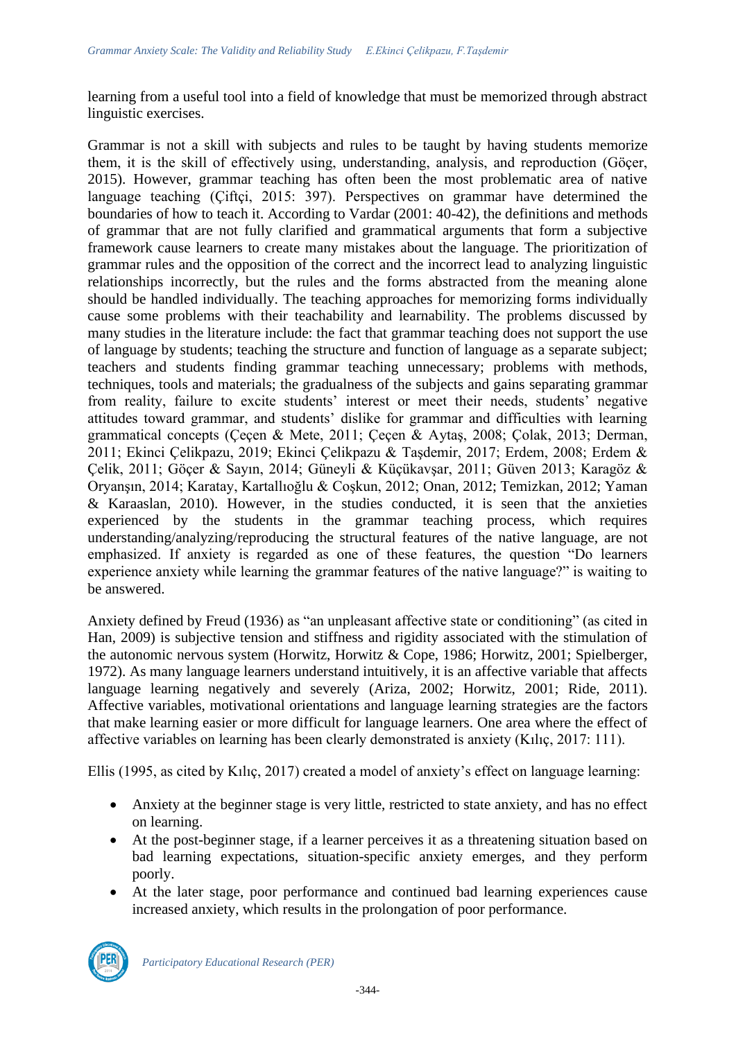learning from a useful tool into a field of knowledge that must be memorized through abstract linguistic exercises.

Grammar is not a skill with subjects and rules to be taught by having students memorize them, it is the skill of effectively using, understanding, analysis, and reproduction (Göçer, 2015). However, grammar teaching has often been the most problematic area of native language teaching (Çiftçi, 2015: 397). Perspectives on grammar have determined the boundaries of how to teach it. According to Vardar (2001: 40-42), the definitions and methods of grammar that are not fully clarified and grammatical arguments that form a subjective framework cause learners to create many mistakes about the language. The prioritization of grammar rules and the opposition of the correct and the incorrect lead to analyzing linguistic relationships incorrectly, but the rules and the forms abstracted from the meaning alone should be handled individually. The teaching approaches for memorizing forms individually cause some problems with their teachability and learnability. The problems discussed by many studies in the literature include: the fact that grammar teaching does not support the use of language by students; teaching the structure and function of language as a separate subject; teachers and students finding grammar teaching unnecessary; problems with methods, techniques, tools and materials; the gradualness of the subjects and gains separating grammar from reality, failure to excite students' interest or meet their needs, students' negative attitudes toward grammar, and students' dislike for grammar and difficulties with learning grammatical concepts (Çeçen & Mete, 2011; Çeçen & Aytaş, 2008; Çolak, 2013; Derman, 2011; Ekinci Çelikpazu, 2019; Ekinci Çelikpazu & Taşdemir, 2017; Erdem, 2008; Erdem & Çelik, 2011; Göçer & Sayın, 2014; Güneyli & Küçükavşar, 2011; Güven 2013; Karagöz & Oryanşın, 2014; Karatay, Kartallıoğlu & Coşkun, 2012; Onan, 2012; Temizkan, 2012; Yaman & Karaaslan, 2010). However, in the studies conducted, it is seen that the anxieties experienced by the students in the grammar teaching process, which requires understanding/analyzing/reproducing the structural features of the native language, are not emphasized. If anxiety is regarded as one of these features, the question "Do learners experience anxiety while learning the grammar features of the native language?" is waiting to be answered.

Anxiety defined by Freud (1936) as "an unpleasant affective state or conditioning" (as cited in Han, 2009) is subjective tension and stiffness and rigidity associated with the stimulation of the autonomic nervous system (Horwitz, Horwitz & Cope, 1986; Horwitz, 2001; Spielberger, 1972). As many language learners understand intuitively, it is an affective variable that affects language learning negatively and severely (Ariza, 2002; Horwitz, 2001; Ride, 2011). Affective variables, motivational orientations and language learning strategies are the factors that make learning easier or more difficult for language learners. One area where the effect of affective variables on learning has been clearly demonstrated is anxiety (Kılıç, 2017: 111).

Ellis (1995, as cited by Kılıç, 2017) created a model of anxiety's effect on language learning:

- Anxiety at the beginner stage is very little, restricted to state anxiety, and has no effect on learning.
- At the post-beginner stage, if a learner perceives it as a threatening situation based on bad learning expectations, situation-specific anxiety emerges, and they perform poorly.
- At the later stage, poor performance and continued bad learning experiences cause increased anxiety, which results in the prolongation of poor performance.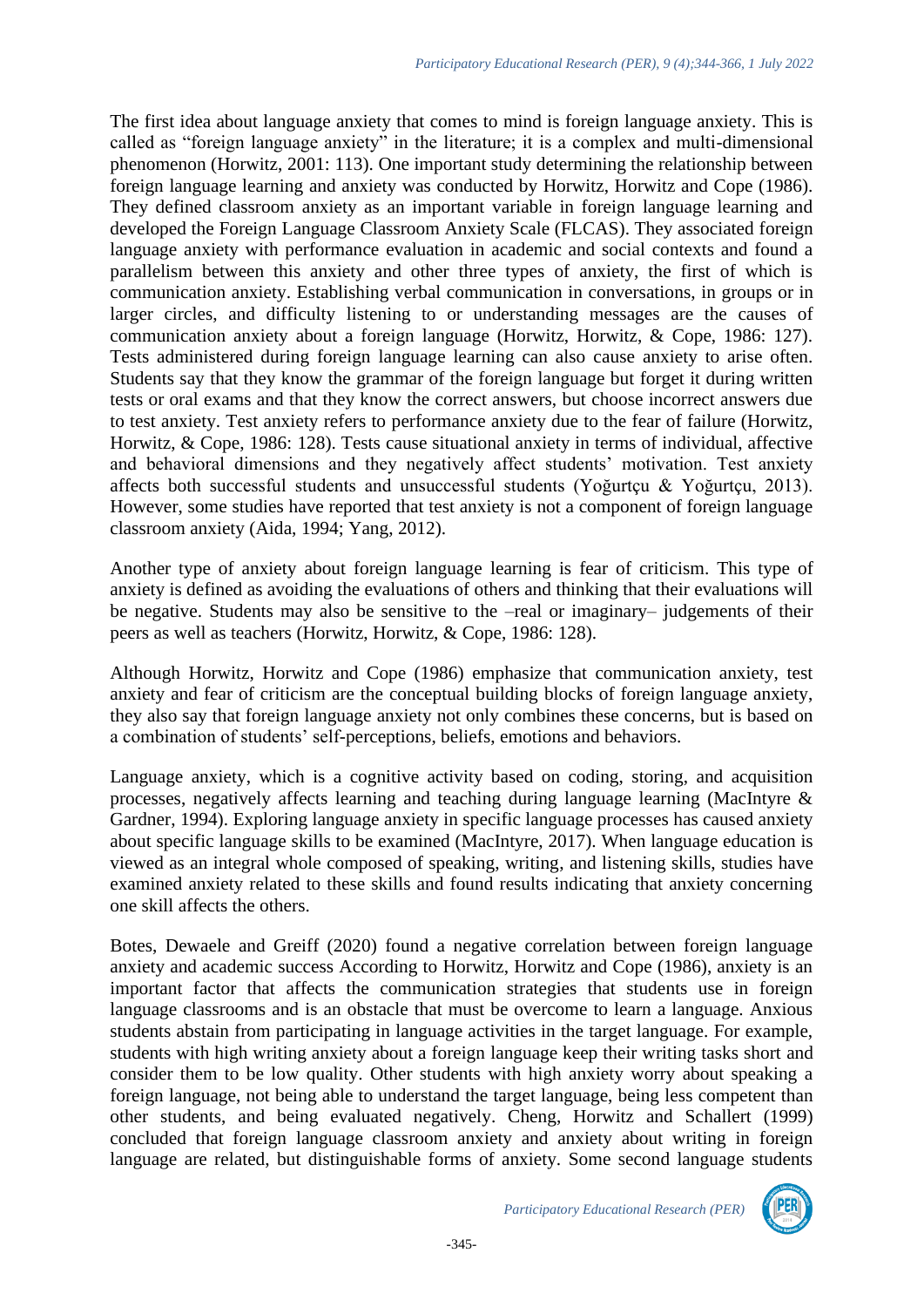The first idea about language anxiety that comes to mind is foreign language anxiety. This is called as "foreign language anxiety" in the literature; it is a complex and multi-dimensional phenomenon (Horwitz, 2001: 113). One important study determining the relationship between foreign language learning and anxiety was conducted by Horwitz, Horwitz and Cope (1986). They defined classroom anxiety as an important variable in foreign language learning and developed the Foreign Language Classroom Anxiety Scale (FLCAS). They associated foreign language anxiety with performance evaluation in academic and social contexts and found a parallelism between this anxiety and other three types of anxiety, the first of which is communication anxiety. Establishing verbal communication in conversations, in groups or in larger circles, and difficulty listening to or understanding messages are the causes of communication anxiety about a foreign language (Horwitz, Horwitz, & Cope, 1986: 127). Tests administered during foreign language learning can also cause anxiety to arise often. Students say that they know the grammar of the foreign language but forget it during written tests or oral exams and that they know the correct answers, but choose incorrect answers due to test anxiety. Test anxiety refers to performance anxiety due to the fear of failure (Horwitz, Horwitz, & Cope, 1986: 128). Tests cause situational anxiety in terms of individual, affective and behavioral dimensions and they negatively affect students' motivation. Test anxiety affects both successful students and unsuccessful students (Yoğurtçu & Yoğurtçu, 2013). However, some studies have reported that test anxiety is not a component of foreign language classroom anxiety (Aida, 1994; Yang, 2012).

Another type of anxiety about foreign language learning is fear of criticism. This type of anxiety is defined as avoiding the evaluations of others and thinking that their evaluations will be negative. Students may also be sensitive to the –real or imaginary– judgements of their peers as well as teachers (Horwitz, Horwitz, & Cope, 1986: 128).

Although Horwitz, Horwitz and Cope (1986) emphasize that communication anxiety, test anxiety and fear of criticism are the conceptual building blocks of foreign language anxiety, they also say that foreign language anxiety not only combines these concerns, but is based on a combination of students' self-perceptions, beliefs, emotions and behaviors.

Language anxiety, which is a cognitive activity based on coding, storing, and acquisition processes, negatively affects learning and teaching during language learning (MacIntyre & Gardner, 1994). Exploring language anxiety in specific language processes has caused anxiety about specific language skills to be examined (MacIntyre, 2017). When language education is viewed as an integral whole composed of speaking, writing, and listening skills, studies have examined anxiety related to these skills and found results indicating that anxiety concerning one skill affects the others.

Botes, Dewaele and Greiff (2020) found a negative correlation between foreign language anxiety and academic success According to Horwitz, Horwitz and Cope (1986), anxiety is an important factor that affects the communication strategies that students use in foreign language classrooms and is an obstacle that must be overcome to learn a language. Anxious students abstain from participating in language activities in the target language. For example, students with high writing anxiety about a foreign language keep their writing tasks short and consider them to be low quality. Other students with high anxiety worry about speaking a foreign language, not being able to understand the target language, being less competent than other students, and being evaluated negatively. Cheng, Horwitz and Schallert (1999) concluded that foreign language classroom anxiety and anxiety about writing in foreign language are related, but distinguishable forms of anxiety. Some second language students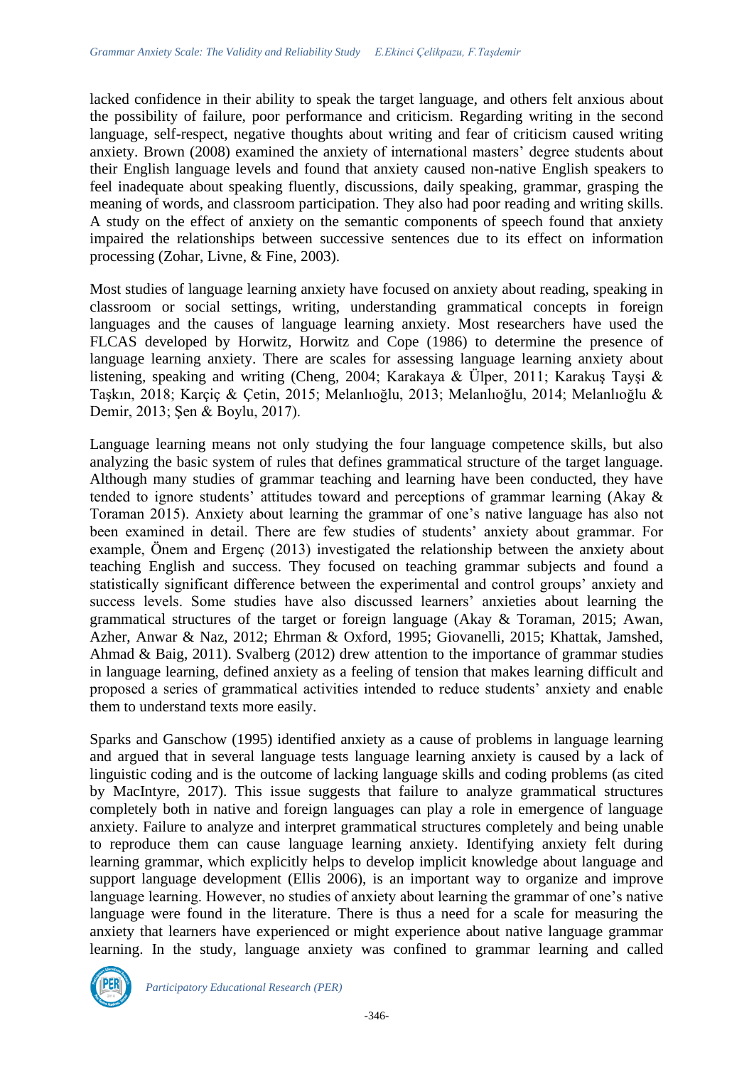lacked confidence in their ability to speak the target language, and others felt anxious about the possibility of failure, poor performance and criticism. Regarding writing in the second language, self-respect, negative thoughts about writing and fear of criticism caused writing anxiety. Brown (2008) examined the anxiety of international masters' degree students about their English language levels and found that anxiety caused non-native English speakers to feel inadequate about speaking fluently, discussions, daily speaking, grammar, grasping the meaning of words, and classroom participation. They also had poor reading and writing skills. A study on the effect of anxiety on the semantic components of speech found that anxiety impaired the relationships between successive sentences due to its effect on information processing (Zohar, Livne, & Fine, 2003).

Most studies of language learning anxiety have focused on anxiety about reading, speaking in classroom or social settings, writing, understanding grammatical concepts in foreign languages and the causes of language learning anxiety. Most researchers have used the FLCAS developed by Horwitz, Horwitz and Cope (1986) to determine the presence of language learning anxiety. There are scales for assessing language learning anxiety about listening, speaking and writing (Cheng, 2004; Karakaya & Ülper, 2011; Karakuş Tayşi & Taşkın, 2018; Karçiç & Çetin, 2015; Melanlıoğlu, 2013; Melanlıoğlu, 2014; Melanlıoğlu & Demir, 2013; Şen & Boylu, 2017).

Language learning means not only studying the four language competence skills, but also analyzing the basic system of rules that defines grammatical structure of the target language. Although many studies of grammar teaching and learning have been conducted, they have tended to ignore students' attitudes toward and perceptions of grammar learning (Akay & Toraman 2015). Anxiety about learning the grammar of one's native language has also not been examined in detail. There are few studies of students' anxiety about grammar. For example, Önem and Ergenç (2013) investigated the relationship between the anxiety about teaching English and success. They focused on teaching grammar subjects and found a statistically significant difference between the experimental and control groups' anxiety and success levels. Some studies have also discussed learners' anxieties about learning the grammatical structures of the target or foreign language (Akay & Toraman, 2015; Awan, Azher, Anwar & Naz, 2012; Ehrman & Oxford, 1995; Giovanelli, 2015; Khattak, Jamshed, Ahmad & Baig, 2011). Svalberg (2012) drew attention to the importance of grammar studies in language learning, defined anxiety as a feeling of tension that makes learning difficult and proposed a series of grammatical activities intended to reduce students' anxiety and enable them to understand texts more easily.

Sparks and Ganschow (1995) identified anxiety as a cause of problems in language learning and argued that in several language tests language learning anxiety is caused by a lack of linguistic coding and is the outcome of lacking language skills and coding problems (as cited by MacIntyre, 2017). This issue suggests that failure to analyze grammatical structures completely both in native and foreign languages can play a role in emergence of language anxiety. Failure to analyze and interpret grammatical structures completely and being unable to reproduce them can cause language learning anxiety. Identifying anxiety felt during learning grammar, which explicitly helps to develop implicit knowledge about language and support language development (Ellis 2006), is an important way to organize and improve language learning. However, no studies of anxiety about learning the grammar of one's native language were found in the literature. There is thus a need for a scale for measuring the anxiety that learners have experienced or might experience about native language grammar learning. In the study, language anxiety was confined to grammar learning and called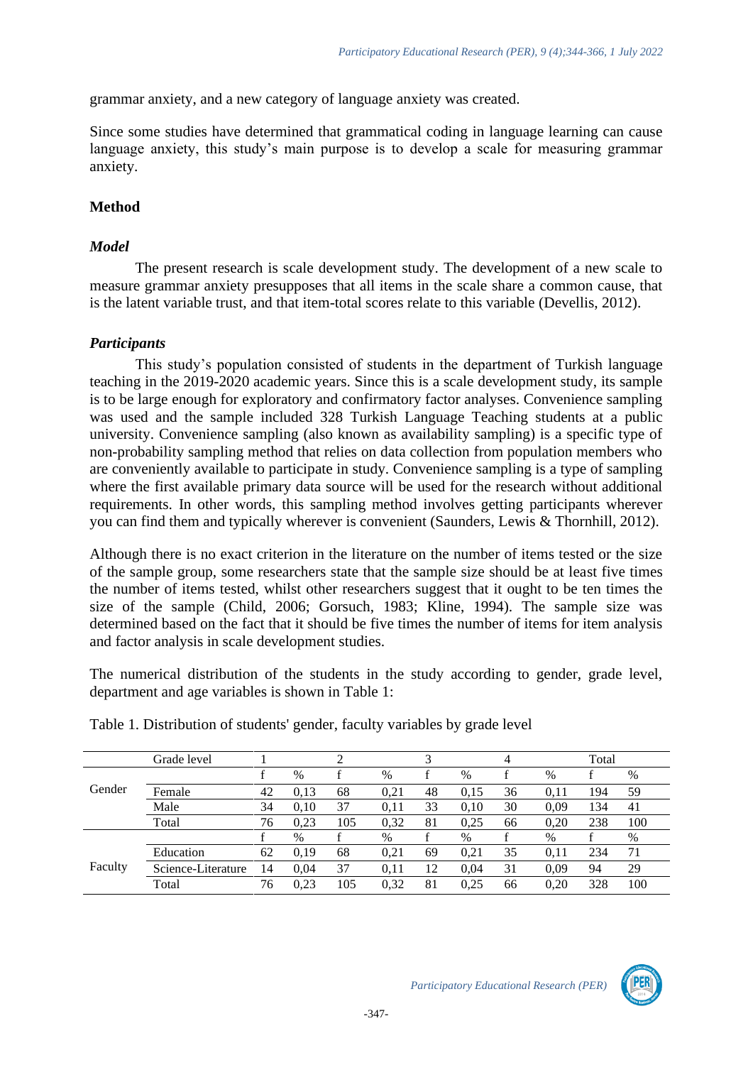grammar anxiety, and a new category of language anxiety was created.

Since some studies have determined that grammatical coding in language learning can cause language anxiety, this study's main purpose is to develop a scale for measuring grammar anxiety.

## Method

### *Model*

The present research is scale development study. The development of a new scale to measure grammar anxiety presupposes that all items in the scale share a common cause, that is the latent variable trust, and that item-total scores relate to this variable (Devellis, 2012).

### *Participants*

This study's population consisted of students in the department of Turkish language teaching in the 2019-2020 academic years. Since this is a scale development study, its sample is to be large enough for exploratory and confirmatory factor analyses. Convenience sampling was used and the sample included 328 Turkish Language Teaching students at a public university. Convenience sampling (also known as availability sampling) is a specific type of non-probability sampling method that relies on data collection from population members who are conveniently available to participate in study. Convenience sampling is a type of sampling where the first available primary data source will be used for the research without additional requirements. In other words, this sampling method involves getting participants wherever you can find them and typically wherever is convenient (Saunders, Lewis & Thornhill, 2012).

Although there is no exact criterion in the literature on the number of items tested or the size of the sample group, some researchers state that the sample size should be at least five times the number of items tested, whilst other researchers suggest that it ought to be ten times the size of the sample (Child, 2006; Gorsuch, 1983; Kline, 1994). The sample size was determined based on the fact that it should be five times the number of items for item analysis and factor analysis in scale development studies.

The numerical distribution of the students in the study according to gender, grade level, department and age variables is shown in Table 1:

Table 1. Distribution of students' gender, faculty variables by grade level

| | Grade level | 1 | | 2 | | 3 | | 4 | | Total | |
|---|---|---|---|---|---|---|---|---|---|---|---|
| | | f | % | f | % | f | % | f | % | f | % |
| Gender | Female | 42 | 0,13 | 68 | 0,21 | 48 | 0,15 | 36 | 0,11 | 194 | 59 |
| | Male | 34 | 0,10 | 37 | 0,11 | 33 | 0,10 | 30 | 0,09 | 134 | 41 |
| | Total | 76 | 0,23 | 105 | 0,32 | 81 | 0,25 | 66 | 0,20 | 238 | 100 |
| | | f | % | f | % | f | % | f | % | f | % |
| Faculty | Education | 62 | 0,19 | 68 | 0,21 | 69 | 0,21 | 35 | 0,11 | 234 | 71 |
| | Science-Literature | 14 | 0,04 | 37 | 0,11 | 12 | 0,04 | 31 | 0,09 | 94 | 29 |
| | Total | 76 | 0,23 | 105 | 0,32 | 81 | 0,25 | 66 | 0,20 | 328 | 100 |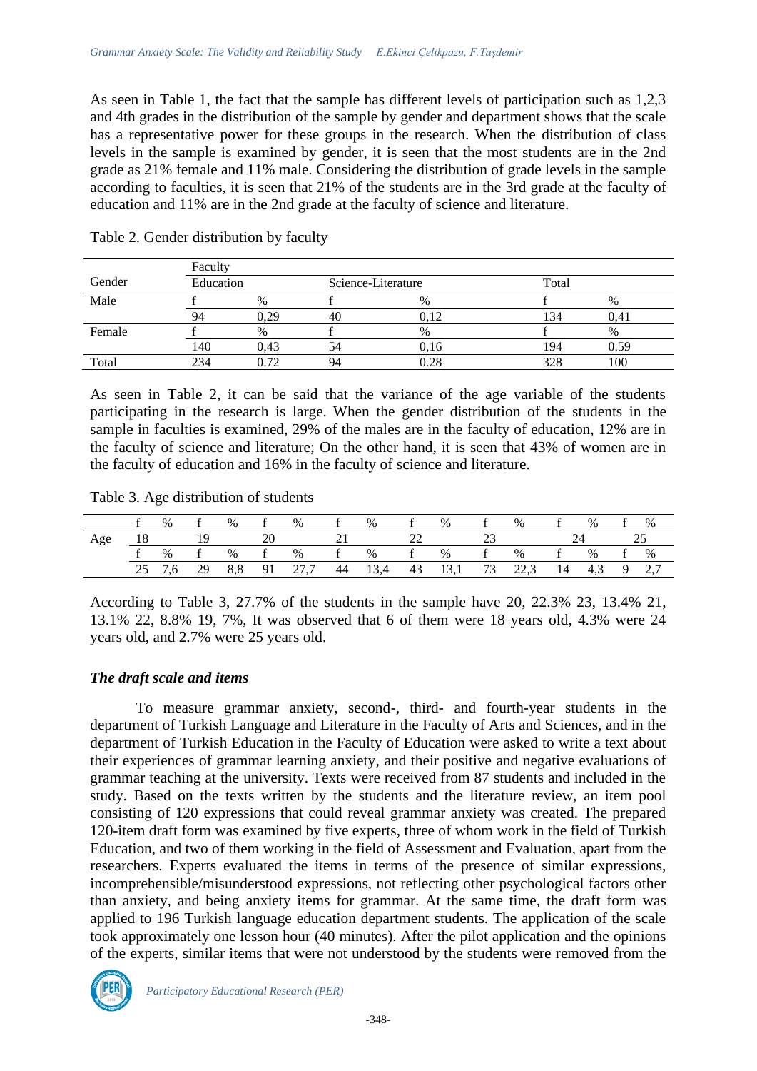As seen in Table 1, the fact that the sample has different levels of participation such as 1,2,3 and 4th grades in the distribution of the sample by gender and department shows that the scale has a representative power for these groups in the research. When the distribution of class levels in the sample is examined by gender, it is seen that the most students are in the 2nd grade as 21% female and 11% male. Considering the distribution of grade levels in the sample according to faculties, it is seen that 21% of the students are in the 3rd grade at the faculty of education and 11% are in the 2nd grade at the faculty of science and literature.

Table 2. Gender distribution by faculty

| Gender | Faculty | | | | | |
|---|---|---|---|---|---|---|
| | Education | | Science-Literature | | Total | |
| Male | f | % | f | % | f | % |
| | 94 | 0,29 | 40 | 0,12 | 134 | 0,41 |
| Female | f | % | f | % | f | % |
| | 140 | 0,43 | 54 | 0,16 | 194 | 0.59 |
| Total | 234 | 0.72 | 94 | 0.28 | 328 | 100 |

As seen in Table 2, it can be said that the variance of the age variable of the students participating in the research is large. When the gender distribution of the students in the sample in faculties is examined, 29% of the males are in the faculty of education, 12% are in the faculty of science and literature; On the other hand, it is seen that 43% of women are in the faculty of education and 16% in the faculty of science and literature.

Table 3. Age distribution of students

| | f | % | f | % | f | % | f | % | f | % | f | % | f | % | f | % |
|---|---|---|---|---|---|---|---|---|---|---|---|---|---|---|---|---|
| Age | 18 | | 19 | | 20 | | 21 | | 22 | | 23 | | 24 | | 25 | |
| | f | % | f | % | f | % | f | % | f | % | f | % | f | % | f | % |
| | 25 | 7,6 | 29 | 8,8 | 91 | 27,7 | 44 | 13,4 | 43 | 13,1 | 73 | 22,3 | 14 | 4,3 | 9 | 2,7 |

According to Table 3, 27.7% of the students in the sample have 20, 22.3% 23, 13.4% 21, 13.1% 22, 8.8% 19, 7%, It was observed that 6 of them were 18 years old, 4.3% were 24 years old, and 2.7% were 25 years old.

***The draft scale and items***

To measure grammar anxiety, second-, third- and fourth-year students in the department of Turkish Language and Literature in the Faculty of Arts and Sciences, and in the department of Turkish Education in the Faculty of Education were asked to write a text about their experiences of grammar learning anxiety, and their positive and negative evaluations of grammar teaching at the university. Texts were received from 87 students and included in the study. Based on the texts written by the students and the literature review, an item pool consisting of 120 expressions that could reveal grammar anxiety was created. The prepared 120-item draft form was examined by five experts, three of whom work in the field of Turkish Education, and two of them working in the field of Assessment and Evaluation, apart from the researchers. Experts evaluated the items in terms of the presence of similar expressions, incomprehensible/misunderstood expressions, not reflecting other psychological factors other than anxiety, and being anxiety items for grammar. At the same time, the draft form was applied to 196 Turkish language education department students. The application of the scale took approximately one lesson hour (40 minutes). After the pilot application and the opinions of the experts, similar items that were not understood by the students were removed from the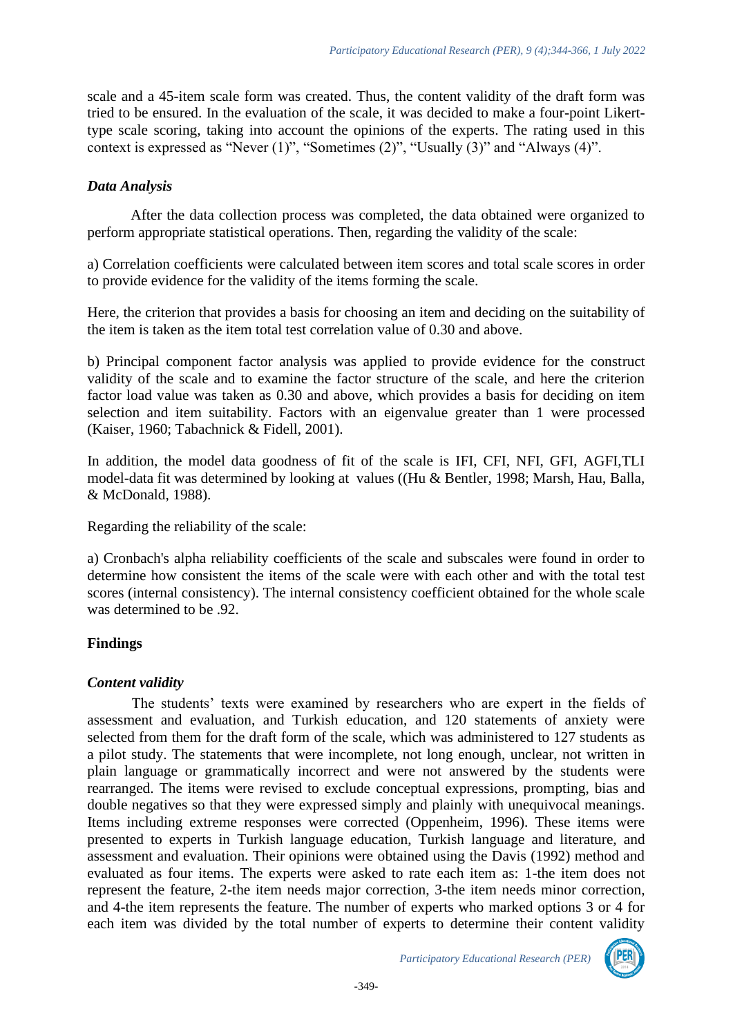scale and a 45-item scale form was created. Thus, the content validity of the draft form was tried to be ensured. In the evaluation of the scale, it was decided to make a four-point Likert-type scale scoring, taking into account the opinions of the experts. The rating used in this context is expressed as "Never (1)", "Sometimes (2)", "Usually (3)" and "Always (4)".

### *Data Analysis*

After the data collection process was completed, the data obtained were organized to perform appropriate statistical operations. Then, regarding the validity of the scale:

a) Correlation coefficients were calculated between item scores and total scale scores in order to provide evidence for the validity of the items forming the scale.

Here, the criterion that provides a basis for choosing an item and deciding on the suitability of the item is taken as the item total test correlation value of 0.30 and above.

b) Principal component factor analysis was applied to provide evidence for the construct validity of the scale and to examine the factor structure of the scale, and here the criterion factor load value was taken as 0.30 and above, which provides a basis for deciding on item selection and item suitability. Factors with an eigenvalue greater than 1 were processed (Kaiser, 1960; Tabachnick & Fidell, 2001).

In addition, the model data goodness of fit of the scale is IFI, CFI, NFI, GFI, AGFI,TLI model-data fit was determined by looking at values ((Hu & Bentler, 1998; Marsh, Hau, Balla, & McDonald, 1988).

Regarding the reliability of the scale:

a) Cronbach's alpha reliability coefficients of the scale and subscales were found in order to determine how consistent the items of the scale were with each other and with the total test scores (internal consistency). The internal consistency coefficient obtained for the whole scale was determined to be .92.

## Findings

### *Content validity*

The students' texts were examined by researchers who are expert in the fields of assessment and evaluation, and Turkish education, and 120 statements of anxiety were selected from them for the draft form of the scale, which was administered to 127 students as a pilot study. The statements that were incomplete, not long enough, unclear, not written in plain language or grammatically incorrect and were not answered by the students were rearranged. The items were revised to exclude conceptual expressions, prompting, bias and double negatives so that they were expressed simply and plainly with unequivocal meanings. Items including extreme responses were corrected (Oppenheim, 1996). These items were presented to experts in Turkish language education, Turkish language and literature, and assessment and evaluation. Their opinions were obtained using the Davis (1992) method and evaluated as four items. The experts were asked to rate each item as: 1-the item does not represent the feature, 2-the item needs major correction, 3-the item needs minor correction, and 4-the item represents the feature. The number of experts who marked options 3 or 4 for each item was divided by the total number of experts to determine their content validity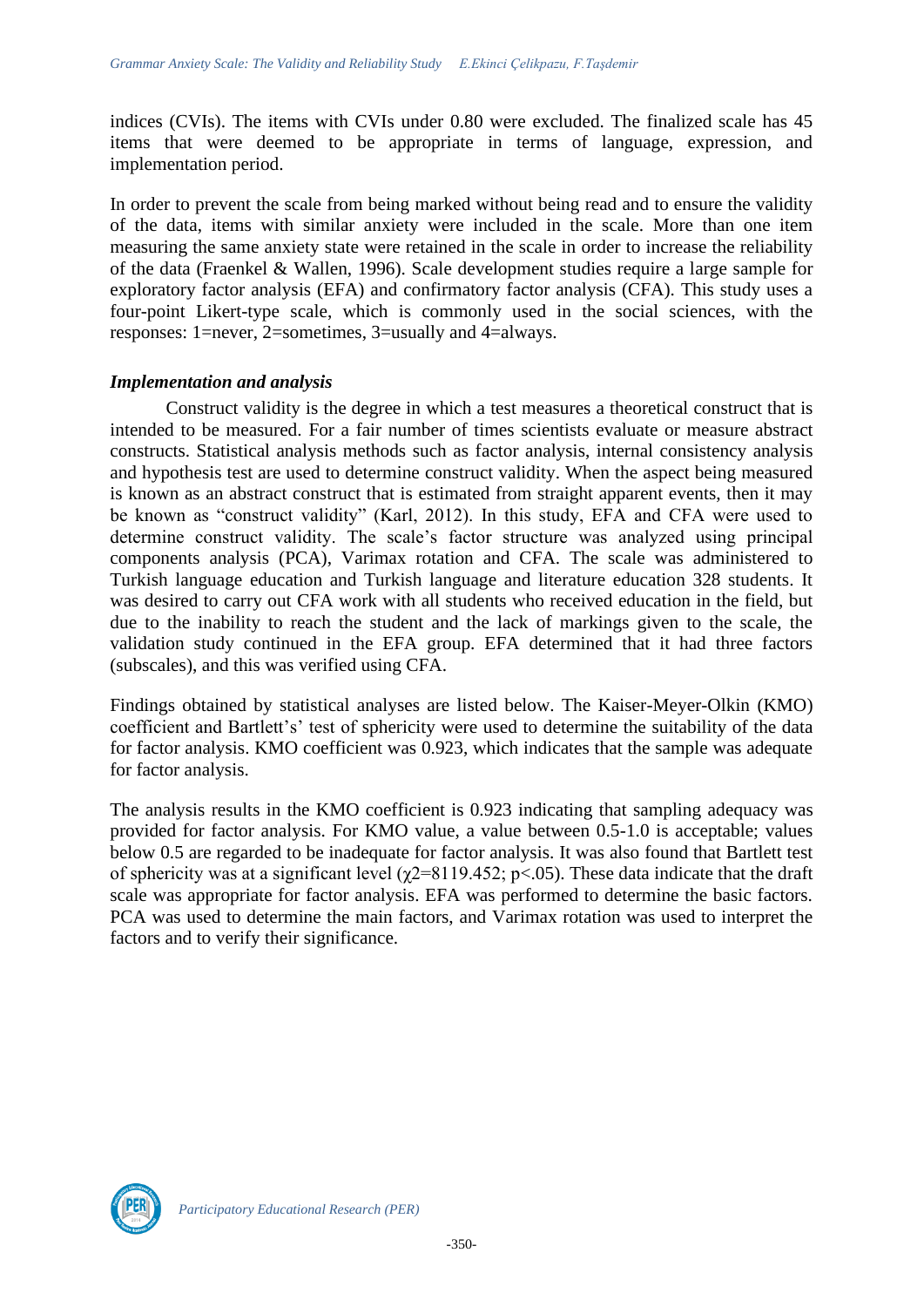indices (CVIs). The items with CVIs under 0.80 were excluded. The finalized scale has 45 items that were deemed to be appropriate in terms of language, expression, and implementation period.

In order to prevent the scale from being marked without being read and to ensure the validity of the data, items with similar anxiety were included in the scale. More than one item measuring the same anxiety state were retained in the scale in order to increase the reliability of the data (Fraenkel & Wallen, 1996). Scale development studies require a large sample for exploratory factor analysis (EFA) and confirmatory factor analysis (CFA). This study uses a four-point Likert-type scale, which is commonly used in the social sciences, with the responses: 1=never, 2=sometimes, 3=usually and 4=always.

### *Implementation and analysis*

Construct validity is the degree in which a test measures a theoretical construct that is intended to be measured. For a fair number of times scientists evaluate or measure abstract constructs. Statistical analysis methods such as factor analysis, internal consistency analysis and hypothesis test are used to determine construct validity. When the aspect being measured is known as an abstract construct that is estimated from straight apparent events, then it may be known as "construct validity" (Karl, 2012). In this study, EFA and CFA were used to determine construct validity. The scale's factor structure was analyzed using principal components analysis (PCA), Varimax rotation and CFA. The scale was administered to Turkish language education and Turkish language and literature education 328 students. It was desired to carry out CFA work with all students who received education in the field, but due to the inability to reach the student and the lack of markings given to the scale, the validation study continued in the EFA group. EFA determined that it had three factors (subscales), and this was verified using CFA.

Findings obtained by statistical analyses are listed below. The Kaiser-Meyer-Olkin (KMO) coefficient and Bartlett's' test of sphericity were used to determine the suitability of the data for factor analysis. KMO coefficient was 0.923, which indicates that the sample was adequate for factor analysis.

The analysis results in the KMO coefficient is 0.923 indicating that sampling adequacy was provided for factor analysis. For KMO value, a value between 0.5-1.0 is acceptable; values below 0.5 are regarded to be inadequate for factor analysis. It was also found that Bartlett test of sphericity was at a significant level ($\chi 2=8119.452$; $p<.05$). These data indicate that the draft scale was appropriate for factor analysis. EFA was performed to determine the basic factors. PCA was used to determine the main factors, and Varimax rotation was used to interpret the factors and to verify their significance.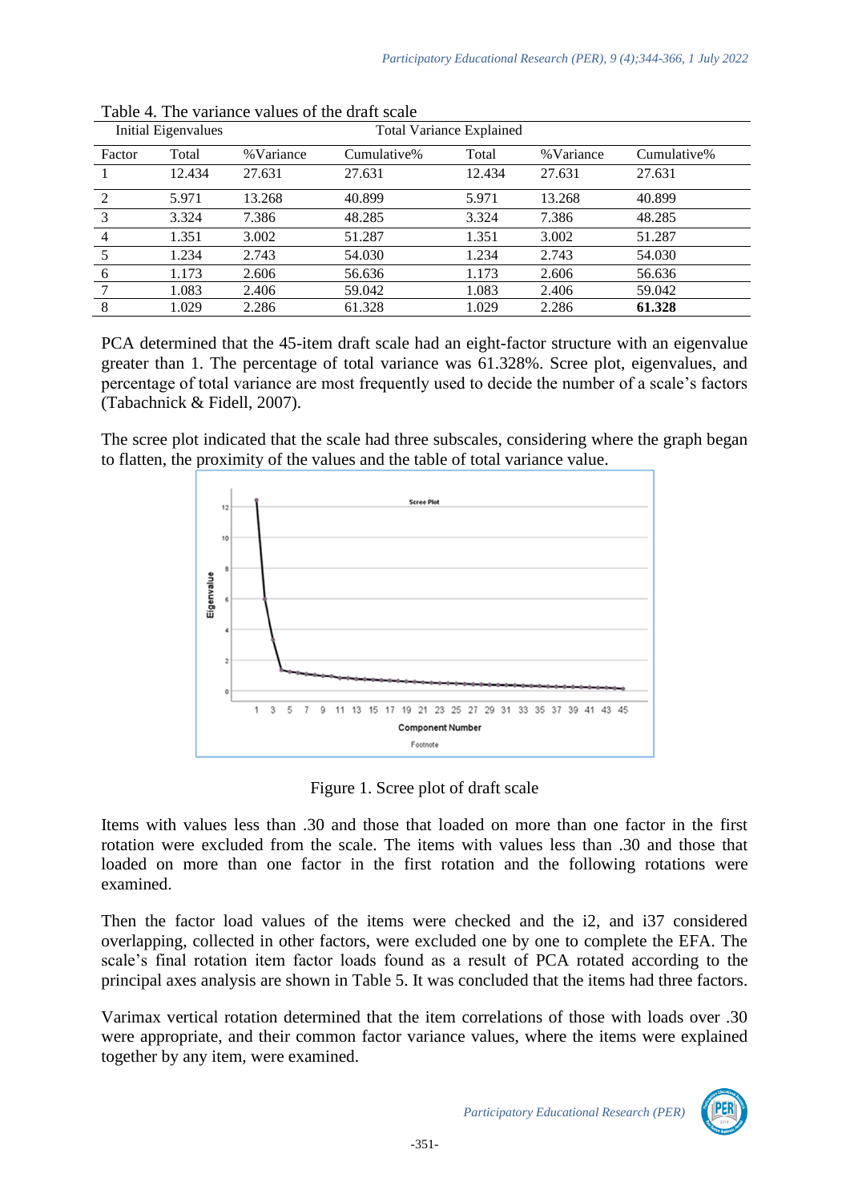Table 4. The variance values of the draft scale

| Initial Eigenvalues | | | | Total Variance Explained | | |
|---|---|---|---|---|---|---|
| Factor | Total | %Variance | Cumulative% | Total | %Variance | Cumulative% |
| 1 | 12.434 | 27.631 | 27.631 | 12.434 | 27.631 | 27.631 |
| 2 | 5.971 | 13.268 | 40.899 | 5.971 | 13.268 | 40.899 |
| 3 | 3.324 | 7.386 | 48.285 | 3.324 | 7.386 | 48.285 |
| 4 | 1.351 | 3.002 | 51.287 | 1.351 | 3.002 | 51.287 |
| 5 | 1.234 | 2.743 | 54.030 | 1.234 | 2.743 | 54.030 |
| 6 | 1.173 | 2.606 | 56.636 | 1.173 | 2.606 | 56.636 |
| 7 | 1.083 | 2.406 | 59.042 | 1.083 | 2.406 | 59.042 |
| 8 | 1.029 | 2.286 | 61.328 | 1.029 | 2.286 | **61.328** |

PCA determined that the 45-item draft scale had an eight-factor structure with an eigenvalue greater than 1. The percentage of total variance was 61.328%. Scree plot, eigenvalues, and percentage of total variance are most frequently used to decide the number of a scale's factors (Tabachnick & Fidell, 2007).

The scree plot indicated that the scale had three subscales, considering where the graph began to flatten, the proximity of the values and the table of total variance value.

Figure 1. Scree plot of draft scale

Items with values less than .30 and those that loaded on more than one factor in the first rotation were excluded from the scale. The items with values less than .30 and those that loaded on more than one factor in the first rotation and the following rotations were examined.

Then the factor load values of the items were checked and the i2, and i37 considered overlapping, collected in other factors, were excluded one by one to complete the EFA. The scale's final rotation item factor loads found as a result of PCA rotated according to the principal axes analysis are shown in Table 5. It was concluded that the items had three factors.

Varimax vertical rotation determined that the item correlations of those with loads over .30 were appropriate, and their common factor variance values, where the items were explained together by any item, were examined.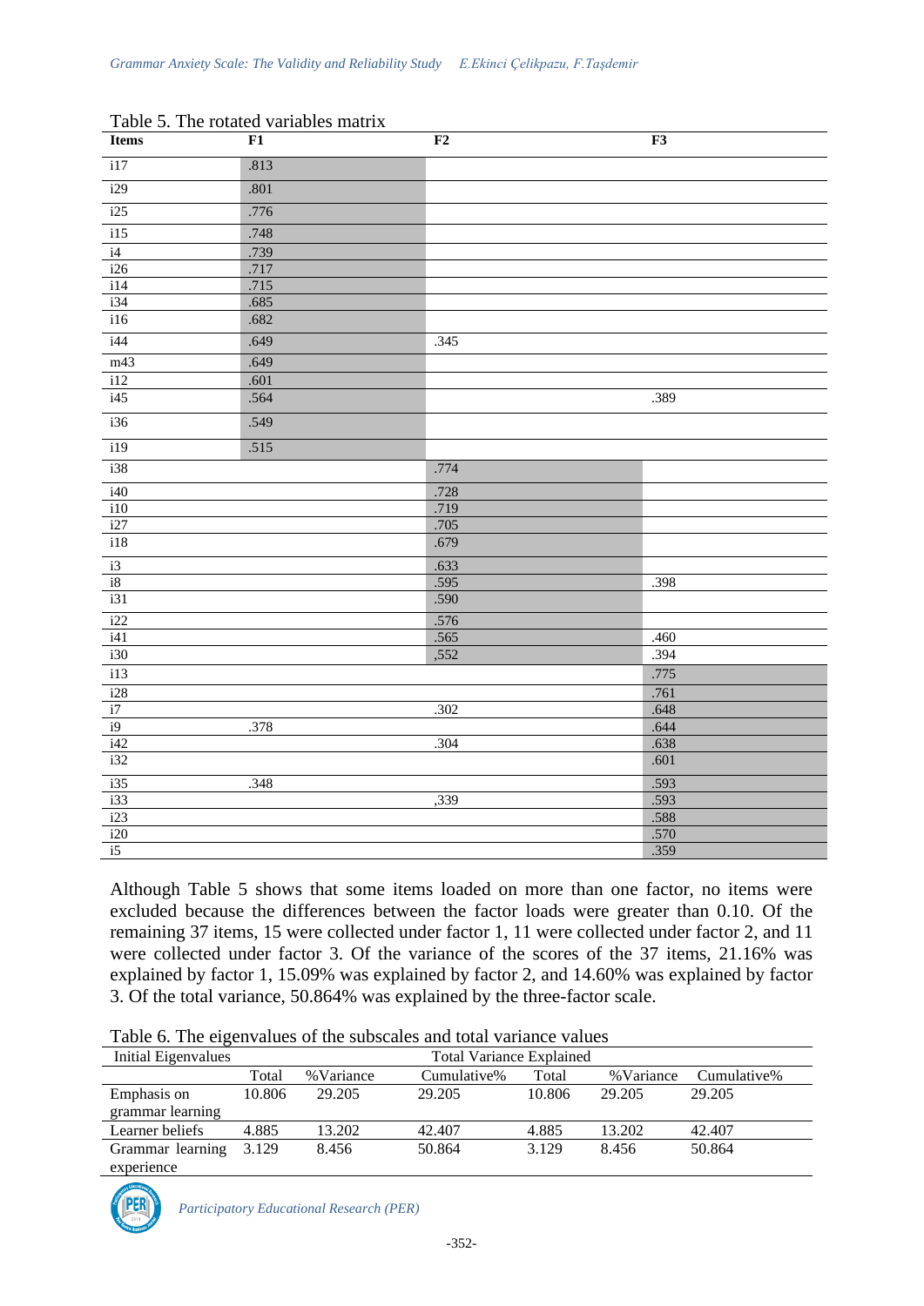Table 5. The rotated variables matrix

| Items | F1 | F2 | F3 |
|---|---|---|---|
| i17 | .813 | | |
| i29 | .801 | | |
| i25 | .776 | | |
| i15 | .748 | | |
| i4 | .739 | | |
| i26 | .717 | | |
| i14 | .715 | | |
| i34 | .685 | | |
| i16 | .682 | | |
| i44 | .649 | .345 | |
| m43 | .649 | | |
| i12 | .601 | | |
| i45 | .564 | | .389 |
| i36 | .549 | | |
| i19 | .515 | | |
| i38 | | .774 | |
| i40 | | .728 | |
| i10 | | .719 | |
| i27 | | .705 | |
| i18 | | .679 | |
| i3 | | .633 | |
| i8 | | .595 | .398 |
| i31 | | .590 | |
| i22 | | .576 | |
| i41 | | .565 | .460 |
| i30 | | ,552 | .394 |
| i13 | | | .775 |
| i28 | | | .761 |
| i7 | | .302 | .648 |
| i9 | .378 | | .644 |
| i42 | | .304 | .638 |
| i32 | | | .601 |
| i35 | .348 | | .593 |
| i33 | | ,339 | .593 |
| i23 | | | .588 |
| i20 | | | .570 |
| i5 | | | .359 |

Although Table 5 shows that some items loaded on more than one factor, no items were excluded because the differences between the factor loads were greater than 0.10. Of the remaining 37 items, 15 were collected under factor 1, 11 were collected under factor 2, and 11 were collected under factor 3. Of the variance of the scores of the 37 items, 21.16% was explained by factor 1, 15.09% was explained by factor 2, and 14.60% was explained by factor 3. Of the total variance, 50.864% was explained by the three-factor scale.

Table 6. The eigenvalues of the subscales and total variance values

| Initial Eigenvalues | | | Total Variance Explained | | | |
|---|---|---|---|---|---|---|
| | Total | %Variance | Cumulative% | Total | %Variance | Cumulative% |
| Emphasis on grammar learning | 10.806 | 29.205 | 29.205 | 10.806 | 29.205 | 29.205 |
| Learner beliefs | 4.885 | 13.202 | 42.407 | 4.885 | 13.202 | 42.407 |
| Grammar learning experience | 3.129 | 8.456 | 50.864 | 3.129 | 8.456 | 50.864 |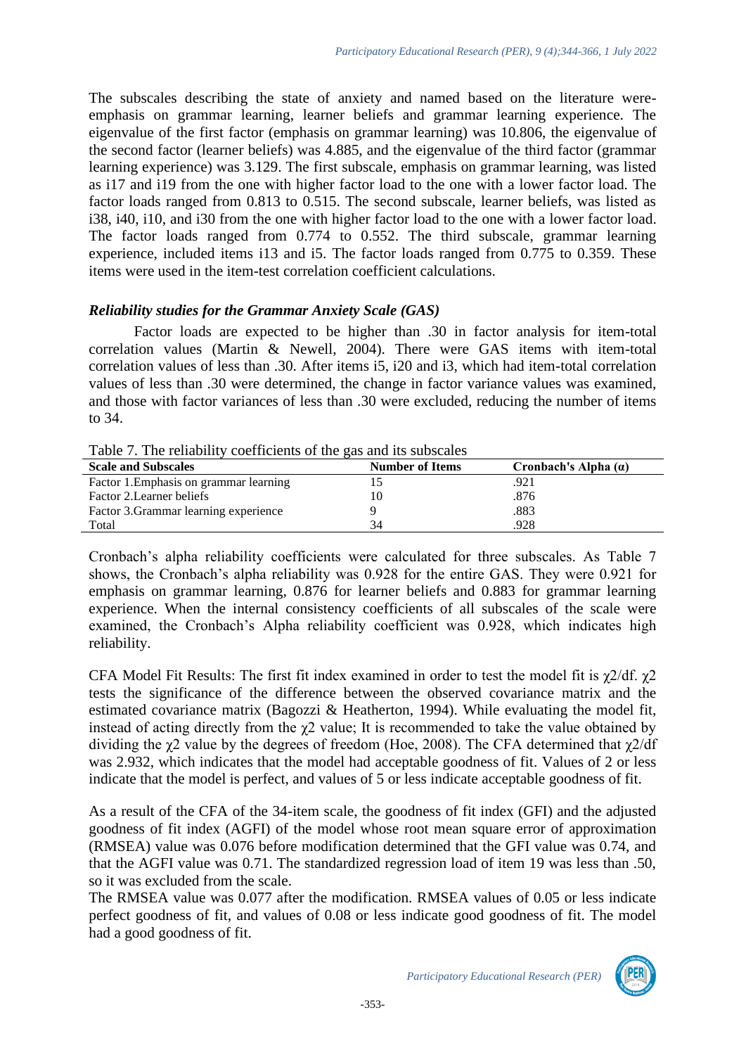The subscales describing the state of anxiety and named based on the literature were-emphasis on grammar learning, learner beliefs and grammar learning experience. The eigenvalue of the first factor (emphasis on grammar learning) was 10.806, the eigenvalue of the second factor (learner beliefs) was 4.885, and the eigenvalue of the third factor (grammar learning experience) was 3.129. The first subscale, emphasis on grammar learning, was listed as i17 and i19 from the one with higher factor load to the one with a lower factor load. The factor loads ranged from 0.813 to 0.515. The second subscale, learner beliefs, was listed as i38, i40, i10, and i30 from the one with higher factor load to the one with a lower factor load. The factor loads ranged from 0.774 to 0.552. The third subscale, grammar learning experience, included items i13 and i5. The factor loads ranged from 0.775 to 0.359. These items were used in the item-test correlation coefficient calculations.

### *Reliability studies for the Grammar Anxiety Scale (GAS)*

Factor loads are expected to be higher than .30 in factor analysis for item-total correlation values (Martin & Newell, 2004). There were GAS items with item-total correlation values of less than .30. After items i5, i20 and i3, which had item-total correlation values of less than .30 were determined, the change in factor variance values was examined, and those with factor variances of less than .30 were excluded, reducing the number of items to 34.

Table 7. The reliability coefficients of the gas and its subscales

| Scale and Subscales | Number of Items | Cronbach's Alpha (α) |
|---|---|---|
| Factor 1.Emphasis on grammar learning | 15 | .921 |
| Factor 2.Learner beliefs | 10 | .876 |
| Factor 3.Grammar learning experience | 9 | .883 |
| Total | 34 | .928 |

Cronbach's alpha reliability coefficients were calculated for three subscales. As Table 7 shows, the Cronbach's alpha reliability was 0.928 for the entire GAS. They were 0.921 for emphasis on grammar learning, 0.876 for learner beliefs and 0.883 for grammar learning experience. When the internal consistency coefficients of all subscales of the scale were examined, the Cronbach's Alpha reliability coefficient was 0.928, which indicates high reliability.

CFA Model Fit Results: The first fit index examined in order to test the model fit is $\chi^2/df$. $\chi^2$ tests the significance of the difference between the observed covariance matrix and the estimated covariance matrix (Bagozzi & Heatherton, 1994). While evaluating the model fit, instead of acting directly from the $\chi^2$ value; It is recommended to take the value obtained by dividing the $\chi^2$ value by the degrees of freedom (Hoe, 2008). The CFA determined that $\chi^2/df$ was 2.932, which indicates that the model had acceptable goodness of fit. Values of 2 or less indicate that the model is perfect, and values of 5 or less indicate acceptable goodness of fit.

As a result of the CFA of the 34-item scale, the goodness of fit index (GFI) and the adjusted goodness of fit index (AGFI) of the model whose root mean square error of approximation (RMSEA) value was 0.076 before modification determined that the GFI value was 0.74, and that the AGFI value was 0.71. The standardized regression load of item 19 was less than .50, so it was excluded from the scale.

The RMSEA value was 0.077 after the modification. RMSEA values of 0.05 or less indicate perfect goodness of fit, and values of 0.08 or less indicate good goodness of fit. The model had a good goodness of fit.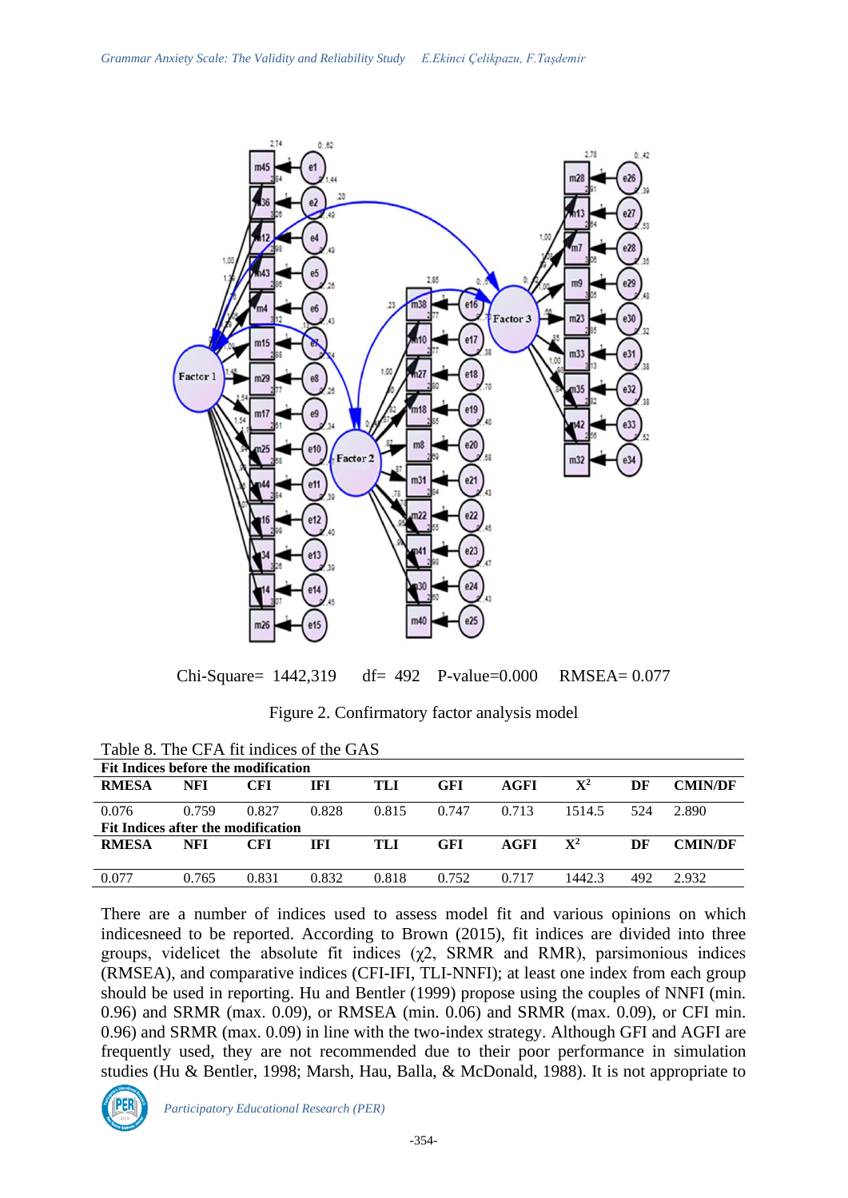Chi-Square= 1442,319 df= 492 P-value=0.000 RMSEA= 0.077

Figure 2. Confirmatory factor analysis model

Table 8. The CFA fit indices of the GAS

| Fit Indices before the modification | | | | | | | | | |
|---|---|---|---|---|---|---|---|---|---|
| **RMESA** | **NFI** | **CFI** | **IFI** | **TLI** | **GFI** | **AGFI** | **$X^2$** | **DF** | **CMIN/DF** |
| 0.076 | 0.759 | 0.827 | 0.828 | 0.815 | 0.747 | 0.713 | 1514.5 | 524 | 2.890 |
| **Fit Indices after the modification** | | | | | | | | | |
| **RMESA** | **NFI** | **CFI** | **IFI** | **TLI** | **GFI** | **AGFI** | **$X^2$** | **DF** | **CMIN/DF** |
| 0.077 | 0.765 | 0.831 | 0.832 | 0.818 | 0.752 | 0.717 | 1442.3 | 492 | 2.932 |

There are a number of indices used to assess model fit and various opinions on which indicesneed to be reported. According to Brown (2015), fit indices are divided into three groups, videlicet the absolute fit indices ($\chi2$, SRMR and RMR), parsimonious indices (RMSEA), and comparative indices (CFI-IFI, TLI-NNFI); at least one index from each group should be used in reporting. Hu and Bentler (1999) propose using the couples of NNFI (min. 0.96) and SRMR (max. 0.09), or RMSEA (min. 0.06) and SRMR (max. 0.09), or CFI min. 0.96) and SRMR (max. 0.09) in line with the two-index strategy. Although GFI and AGFI are frequently used, they are not recommended due to their poor performance in simulation studies (Hu & Bentler, 1998; Marsh, Hau, Balla, & McDonald, 1988). It is not appropriate to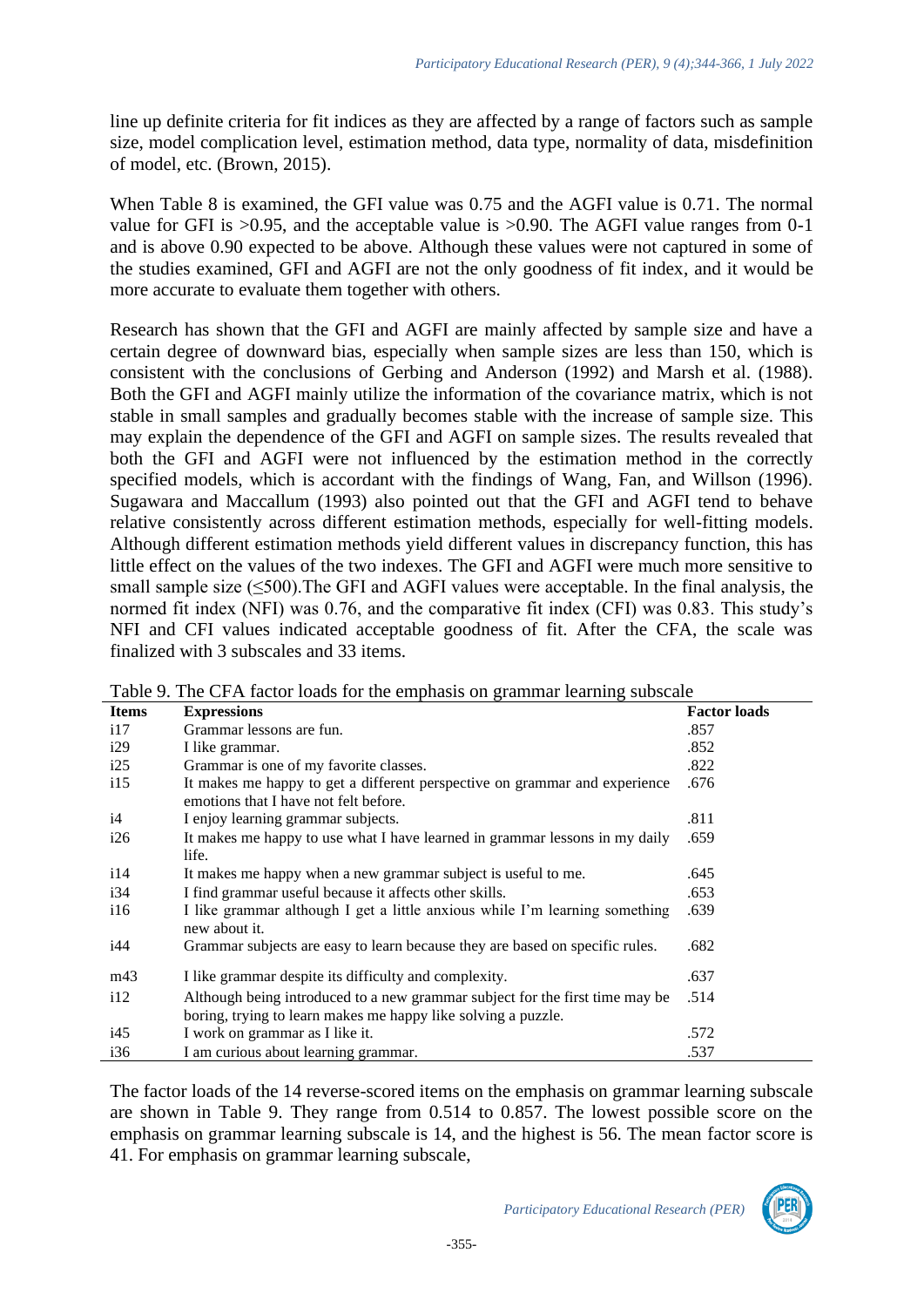line up definite criteria for fit indices as they are affected by a range of factors such as sample size, model complication level, estimation method, data type, normality of data, misdefinition of model, etc. (Brown, 2015).

When Table 8 is examined, the GFI value was 0.75 and the AGFI value is 0.71. The normal value for GFI is >0.95, and the acceptable value is >0.90. The AGFI value ranges from 0-1 and is above 0.90 expected to be above. Although these values were not captured in some of the studies examined, GFI and AGFI are not the only goodness of fit index, and it would be more accurate to evaluate them together with others.

Research has shown that the GFI and AGFI are mainly affected by sample size and have a certain degree of downward bias, especially when sample sizes are less than 150, which is consistent with the conclusions of Gerbing and Anderson (1992) and Marsh et al. (1988). Both the GFI and AGFI mainly utilize the information of the covariance matrix, which is not stable in small samples and gradually becomes stable with the increase of sample size. This may explain the dependence of the GFI and AGFI on sample sizes. The results revealed that both the GFI and AGFI were not influenced by the estimation method in the correctly specified models, which is accordant with the findings of Wang, Fan, and Willson (1996). Sugawara and Maccallum (1993) also pointed out that the GFI and AGFI tend to behave relative consistently across different estimation methods, especially for well-fitting models. Although different estimation methods yield different values in discrepancy function, this has little effect on the values of the two indexes. The GFI and AGFI were much more sensitive to small sample size (≤500).The GFI and AGFI values were acceptable. In the final analysis, the normed fit index (NFI) was 0.76, and the comparative fit index (CFI) was 0.83. This study's NFI and CFI values indicated acceptable goodness of fit. After the CFA, the scale was finalized with 3 subscales and 33 items.

Table 9. The CFA factor loads for the emphasis on grammar learning subscale

| Items | Expressions | Factor loads |
|---|---|---|
| i17 | Grammar lessons are fun. | .857 |
| i29 | I like grammar. | .852 |
| i25 | Grammar is one of my favorite classes. | .822 |
| i15 | It makes me happy to get a different perspective on grammar and experience emotions that I have not felt before. | .676 |
| i4 | I enjoy learning grammar subjects. | .811 |
| i26 | It makes me happy to use what I have learned in grammar lessons in my daily life. | .659 |
| i14 | It makes me happy when a new grammar subject is useful to me. | .645 |
| i34 | I find grammar useful because it affects other skills. | .653 |
| i16 | I like grammar although I get a little anxious while I'm learning something new about it. | .639 |
| i44 | Grammar subjects are easy to learn because they are based on specific rules. | .682 |
| m43 | I like grammar despite its difficulty and complexity. | .637 |
| i12 | Although being introduced to a new grammar subject for the first time may be boring, trying to learn makes me happy like solving a puzzle. | .514 |
| i45 | I work on grammar as I like it. | .572 |
| i36 | I am curious about learning grammar. | .537 |

The factor loads of the 14 reverse-scored items on the emphasis on grammar learning subscale are shown in Table 9. They range from 0.514 to 0.857. The lowest possible score on the emphasis on grammar learning subscale is 14, and the highest is 56. The mean factor score is 41. For emphasis on grammar learning subscale,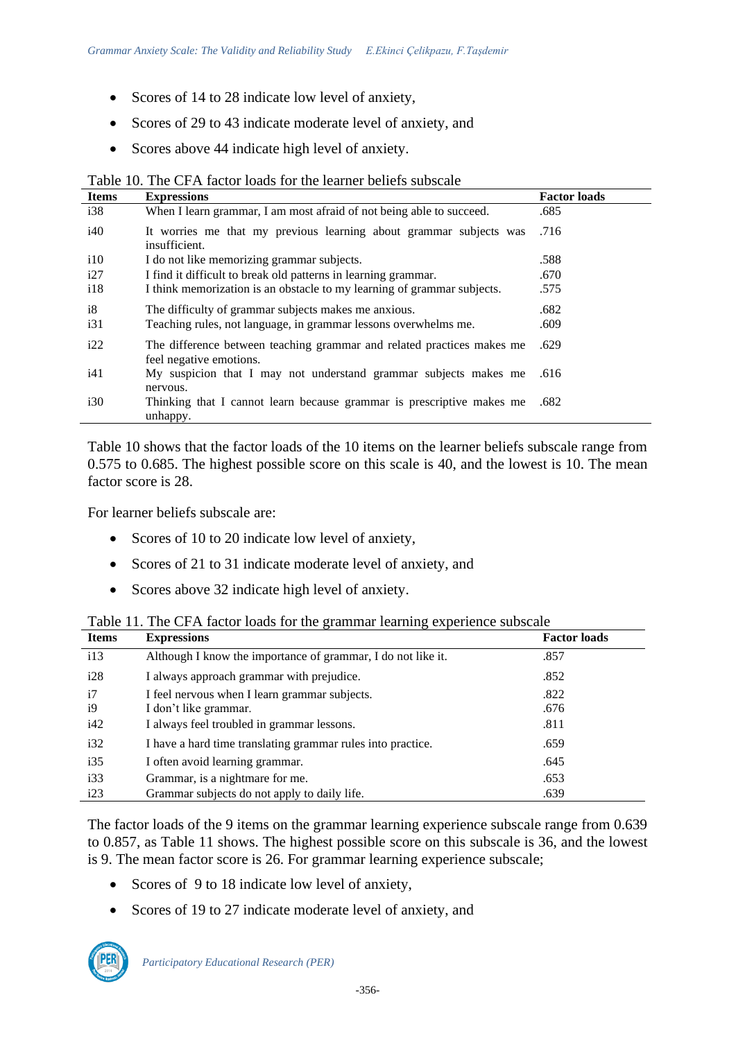- Scores of 14 to 28 indicate low level of anxiety,
- Scores of 29 to 43 indicate moderate level of anxiety, and
- Scores above 44 indicate high level of anxiety.

Table 10. The CFA factor loads for the learner beliefs subscale

| Items | Expressions | Factor loads |
|---|---|---|
| i38 | When I learn grammar, I am most afraid of not being able to succeed. | .685 |
| i40 | It worries me that my previous learning about grammar subjects was insufficient. | .716 |
| i10 | I do not like memorizing grammar subjects. | .588 |
| i27 | I find it difficult to break old patterns in learning grammar. | .670 |
| i18 | I think memorization is an obstacle to my learning of grammar subjects. | .575 |
| i8 | The difficulty of grammar subjects makes me anxious. | .682 |
| i31 | Teaching rules, not language, in grammar lessons overwhelms me. | .609 |
| i22 | The difference between teaching grammar and related practices makes me feel negative emotions. | .629 |
| i41 | My suspicion that I may not understand grammar subjects makes me nervous. | .616 |
| i30 | Thinking that I cannot learn because grammar is prescriptive makes me unhappy. | .682 |

Table 10 shows that the factor loads of the 10 items on the learner beliefs subscale range from 0.575 to 0.685. The highest possible score on this scale is 40, and the lowest is 10. The mean factor score is 28.

For learner beliefs subscale are:

- Scores of 10 to 20 indicate low level of anxiety,
- Scores of 21 to 31 indicate moderate level of anxiety, and
- Scores above 32 indicate high level of anxiety.

Table 11. The CFA factor loads for the grammar learning experience subscale

| Items | Expressions | Factor loads |
|---|---|---|
| i13 | Although I know the importance of grammar, I do not like it. | .857 |
| i28 | I always approach grammar with prejudice. | .852 |
| i7 | I feel nervous when I learn grammar subjects. | .822 |
| i9 | I don't like grammar. | .676 |
| i42 | I always feel troubled in grammar lessons. | .811 |
| i32 | I have a hard time translating grammar rules into practice. | .659 |
| i35 | I often avoid learning grammar. | .645 |
| i33 | Grammar, is a nightmare for me. | .653 |
| i23 | Grammar subjects do not apply to daily life. | .639 |

The factor loads of the 9 items on the grammar learning experience subscale range from 0.639 to 0.857, as Table 11 shows. The highest possible score on this subscale is 36, and the lowest is 9. The mean factor score is 26. For grammar learning experience subscale;

- Scores of 9 to 18 indicate low level of anxiety,
- Scores of 19 to 27 indicate moderate level of anxiety, and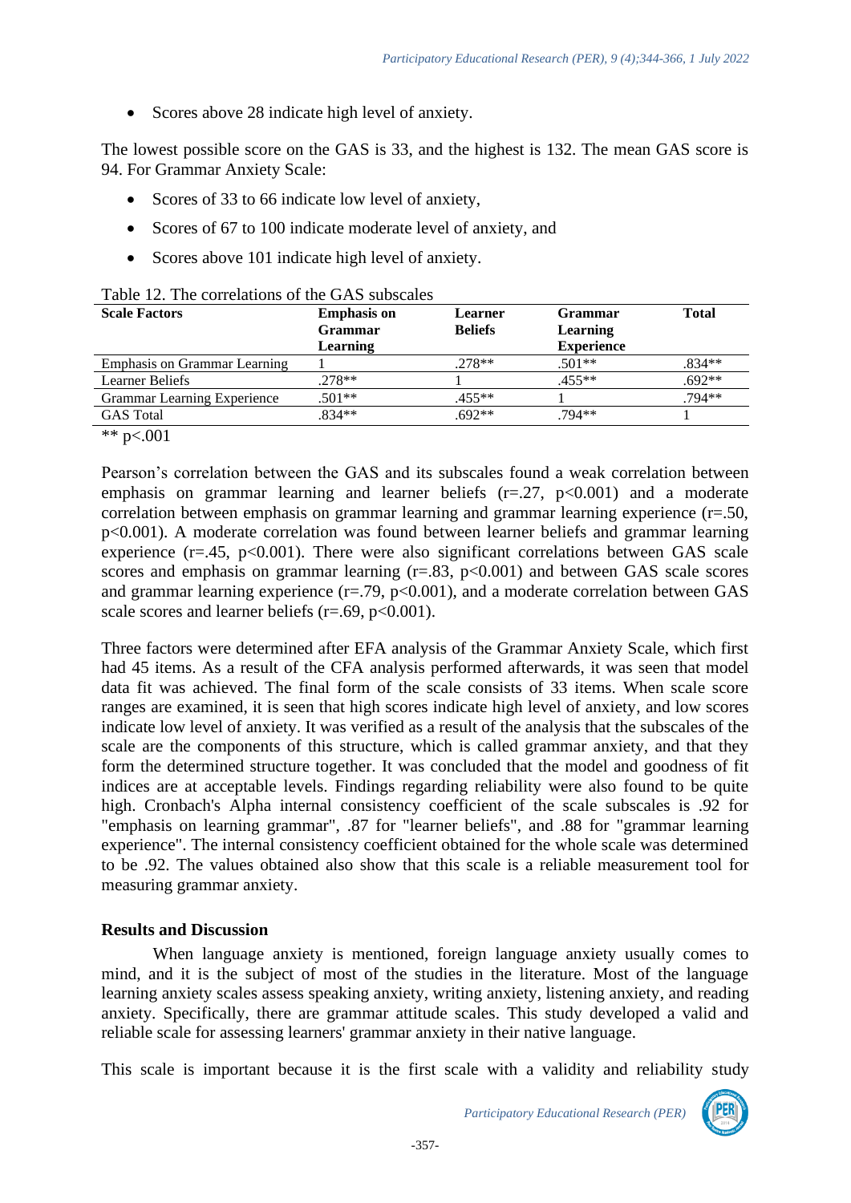- Scores above 28 indicate high level of anxiety.

The lowest possible score on the GAS is 33, and the highest is 132. The mean GAS score is 94. For Grammar Anxiety Scale:

- Scores of 33 to 66 indicate low level of anxiety,
- Scores of 67 to 100 indicate moderate level of anxiety, and
- Scores above 101 indicate high level of anxiety.

Table 12. The correlations of the GAS subscales

| Scale Factors | Emphasis on Grammar Learning | Learner Beliefs | Grammar Learning Experience | Total |
|---|---|---|---|---|
| Emphasis on Grammar Learning | 1 | .278** | .501** | .834** |
| Learner Beliefs | .278** | 1 | .455** | .692** |
| Grammar Learning Experience | .501** | .455** | 1 | .794** |
| GAS Total | .834** | .692** | .794** | 1 |

** p<.001

Pearson's correlation between the GAS and its subscales found a weak correlation between emphasis on grammar learning and learner beliefs ($r=.27$, $p<0.001$) and a moderate correlation between emphasis on grammar learning and grammar learning experience ($r=.50$, $p<0.001$). A moderate correlation was found between learner beliefs and grammar learning experience ($r=.45$, $p<0.001$). There were also significant correlations between GAS scale scores and emphasis on grammar learning ($r=.83$, $p<0.001$) and between GAS scale scores and grammar learning experience ($r=.79$, $p<0.001$), and a moderate correlation between GAS scale scores and learner beliefs ($r=.69$, $p<0.001$).

Three factors were determined after EFA analysis of the Grammar Anxiety Scale, which first had 45 items. As a result of the CFA analysis performed afterwards, it was seen that model data fit was achieved. The final form of the scale consists of 33 items. When scale score ranges are examined, it is seen that high scores indicate high level of anxiety, and low scores indicate low level of anxiety. It was verified as a result of the analysis that the subscales of the scale are the components of this structure, which is called grammar anxiety, and that they form the determined structure together. It was concluded that the model and goodness of fit indices are at acceptable levels. Findings regarding reliability were also found to be quite high. Cronbach's Alpha internal consistency coefficient of the scale subscales is .92 for "emphasis on learning grammar", .87 for "learner beliefs", and .88 for "grammar learning experience". The internal consistency coefficient obtained for the whole scale was determined to be .92. The values obtained also show that this scale is a reliable measurement tool for measuring grammar anxiety.

## Results and Discussion

When language anxiety is mentioned, foreign language anxiety usually comes to mind, and it is the subject of most of the studies in the literature. Most of the language learning anxiety scales assess speaking anxiety, writing anxiety, listening anxiety, and reading anxiety. Specifically, there are grammar attitude scales. This study developed a valid and reliable scale for assessing learners' grammar anxiety in their native language.

This scale is important because it is the first scale with a validity and reliability study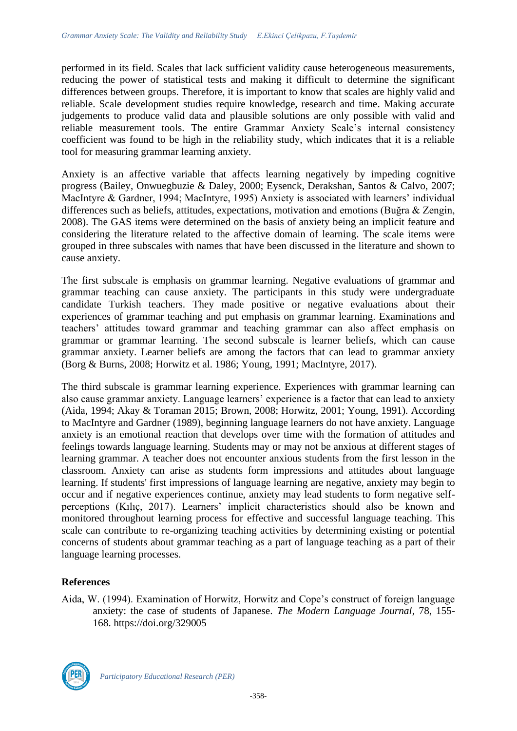performed in its field. Scales that lack sufficient validity cause heterogeneous measurements, reducing the power of statistical tests and making it difficult to determine the significant differences between groups. Therefore, it is important to know that scales are highly valid and reliable. Scale development studies require knowledge, research and time. Making accurate judgements to produce valid data and plausible solutions are only possible with valid and reliable measurement tools. The entire Grammar Anxiety Scale's internal consistency coefficient was found to be high in the reliability study, which indicates that it is a reliable tool for measuring grammar learning anxiety.

Anxiety is an affective variable that affects learning negatively by impeding cognitive progress (Bailey, Onwuegbuzie & Daley, 2000; Eysenck, Derakshan, Santos & Calvo, 2007; MacIntyre & Gardner, 1994; MacIntyre, 1995) Anxiety is associated with learners' individual differences such as beliefs, attitudes, expectations, motivation and emotions (Buğra & Zengin, 2008). The GAS items were determined on the basis of anxiety being an implicit feature and considering the literature related to the affective domain of learning. The scale items were grouped in three subscales with names that have been discussed in the literature and shown to cause anxiety.

The first subscale is emphasis on grammar learning. Negative evaluations of grammar and grammar teaching can cause anxiety. The participants in this study were undergraduate candidate Turkish teachers. They made positive or negative evaluations about their experiences of grammar teaching and put emphasis on grammar learning. Examinations and teachers' attitudes toward grammar and teaching grammar can also affect emphasis on grammar or grammar learning. The second subscale is learner beliefs, which can cause grammar anxiety. Learner beliefs are among the factors that can lead to grammar anxiety (Borg & Burns, 2008; Horwitz et al. 1986; Young, 1991; MacIntyre, 2017).

The third subscale is grammar learning experience. Experiences with grammar learning can also cause grammar anxiety. Language learners' experience is a factor that can lead to anxiety (Aida, 1994; Akay & Toraman 2015; Brown, 2008; Horwitz, 2001; Young, 1991). According to MacIntyre and Gardner (1989), beginning language learners do not have anxiety. Language anxiety is an emotional reaction that develops over time with the formation of attitudes and feelings towards language learning. Students may or may not be anxious at different stages of learning grammar. A teacher does not encounter anxious students from the first lesson in the classroom. Anxiety can arise as students form impressions and attitudes about language learning. If students' first impressions of language learning are negative, anxiety may begin to occur and if negative experiences continue, anxiety may lead students to form negative self-perceptions (Kılıç, 2017). Learners' implicit characteristics should also be known and monitored throughout learning process for effective and successful language teaching. This scale can contribute to re-organizing teaching activities by determining existing or potential concerns of students about grammar teaching as a part of language teaching as a part of their language learning processes.

## References

Aida, W. (1994). Examination of Horwitz, Horwitz and Cope's construct of foreign language anxiety: the case of students of Japanese. *The Modern Language Journal*, 78, 155-168. https://doi.org/329005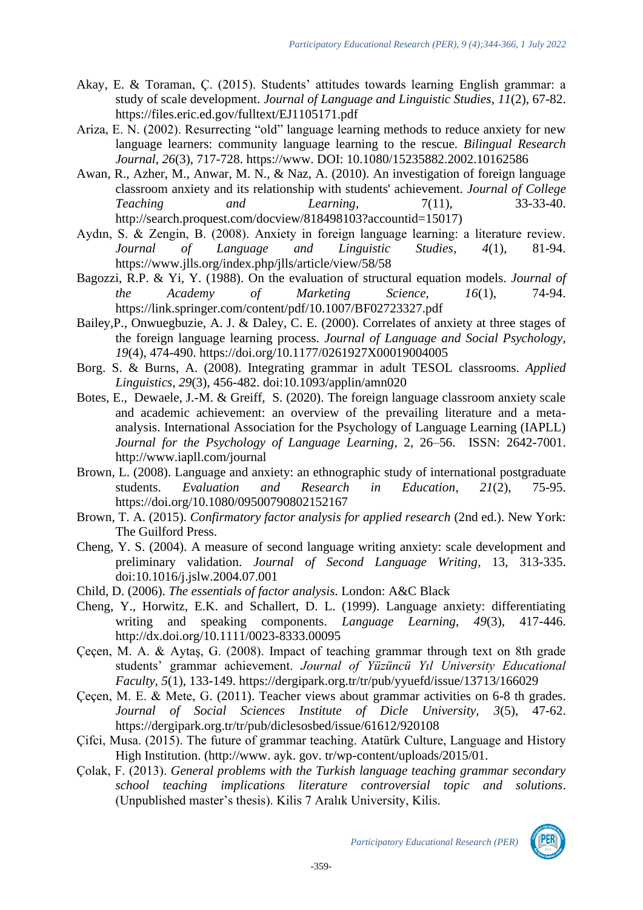Akay, E. & Toraman, Ç. (2015). Students' attitudes towards learning English grammar: a study of scale development. *Journal of Language and Linguistic Studies*, *11*(2), 67-82. https://files.eric.ed.gov/fulltext/EJ1105171.pdf

Ariza, E. N. (2002). Resurrecting "old" language learning methods to reduce anxiety for new language learners: community language learning to the rescue. *Bilingual Research Journal*, *26*(3), 717-728. https://www. DOI: 10.1080/15235882.2002.10162586

Awan, R., Azher, M., Anwar, M. N., & Naz, A. (2010). An investigation of foreign language classroom anxiety and its relationship with students' achievement. *Journal of College Teaching and Learning*, 7(11), 33-33-40. http://search.proquest.com/docview/818498103?accountid=15017)

Aydın, S. & Zengin, B. (2008). Anxiety in foreign language learning: a literature review. *Journal of Language and Linguistic Studies*, *4*(1), 81-94. https://www.jlls.org/index.php/jlls/article/view/58/58

Bagozzi, R.P. & Yi, Y. (1988). On the evaluation of structural equation models. *Journal of the Academy of Marketing Science*, *16*(1), 74-94. https://link.springer.com/content/pdf/10.1007/BF02723327.pdf

Bailey,P., Onwuegbuzie, A. J. & Daley, C. E. (2000). Correlates of anxiety at three stages of the foreign language learning process. *Journal of Language and Social Psychology*, *19*(4), 474-490. https://doi.org/10.1177/0261927X00019004005

Borg. S. & Burns, A. (2008). Integrating grammar in adult TESOL classrooms. *Applied Linguistics*, *29*(3), 456-482. doi:10.1093/applin/amn020

Botes, E., Dewaele, J.-M. & Greiff, S. (2020). The foreign language classroom anxiety scale and academic achievement: an overview of the prevailing literature and a meta-analysis. International Association for the Psychology of Language Learning (IAPLL) *Journal for the Psychology of Language Learning*, 2, 26–56. ISSN: 2642-7001. http://www.iapll.com/journal

Brown, L. (2008). Language and anxiety: an ethnographic study of international postgraduate students. *Evaluation and Research in Education*, *21*(2), 75-95. https://doi.org/10.1080/09500790802152167

Brown, T. A. (2015). *Confirmatory factor analysis for applied research* (2nd ed.). New York: The Guilford Press.

Cheng, Y. S. (2004). A measure of second language writing anxiety: scale development and preliminary validation. *Journal of Second Language Writing*, 13, 313-335. doi:10.1016/j.jslw.2004.07.001

Child, D. (2006). *The essentials of factor analysis.* London: A&C Black

Cheng, Y., Horwitz, E.K. and Schallert, D. L. (1999). Language anxiety: differentiating writing and speaking components. *Language Learning*, *49*(3), 417-446. http://dx.doi.org/10.1111/0023-8333.00095

Çeçen, M. A. & Aytaş, G. (2008). Impact of teaching grammar through text on 8th grade students' grammar achievement. *Journal of Yüzüncü Yıl University Educational Faculty*, *5*(1), 133-149. https://dergipark.org.tr/tr/pub/yyuefd/issue/13713/166029

Çeçen, M. E. & Mete, G. (2011). Teacher views about grammar activities on 6-8 th grades. *Journal of Social Sciences Institute of Dicle University*, *3*(5), 47-62. https://dergipark.org.tr/tr/pub/diclesosbed/issue/61612/920108

Çifci, Musa. (2015). The future of grammar teaching. Atatürk Culture, Language and History High Institution. (http://www. ayk. gov. tr/wp-content/uploads/2015/01.

Çolak, F. (2013). *General problems with the Turkish language teaching grammar secondary school teaching implications literature controversial topic and solutions*. (Unpublished master's thesis). Kilis 7 Aralık University, Kilis.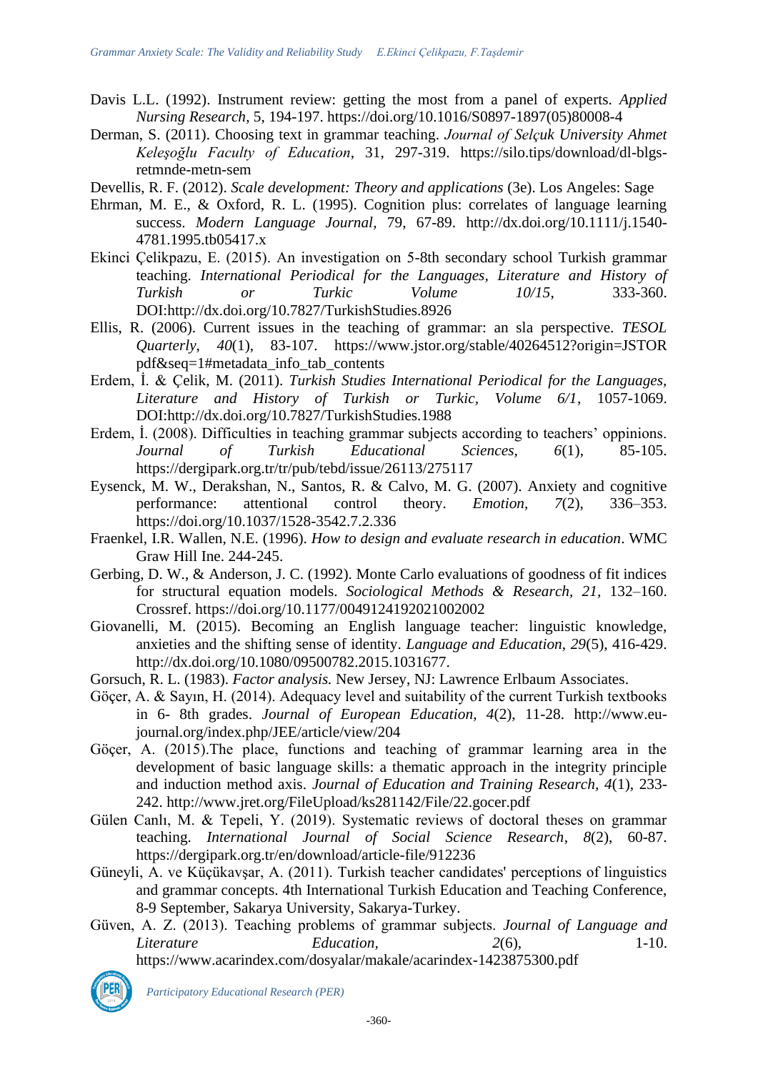Davis L.L. (1992). Instrument review: getting the most from a panel of experts. *Applied Nursing Research*, 5, 194-197. https://doi.org/10.1016/S0897-1897(05)80008-4

Derman, S. (2011). Choosing text in grammar teaching. *Journal of Selçuk University Ahmet Keleşoğlu Faculty of Education*, 31, 297-319. https://silo.tips/download/dl-blgs-retmnde-metn-sem

Devellis, R. F. (2012). *Scale development: Theory and applications* (3e). Los Angeles: Sage

Ehrman, M. E., & Oxford, R. L. (1995). Cognition plus: correlates of language learning success. *Modern Language Journal*, 79, 67-89. http://dx.doi.org/10.1111/j.1540-4781.1995.tb05417.x

Ekinci Çelikpazu, E. (2015). An investigation on 5-8th secondary school Turkish grammar teaching. *International Periodical for the Languages, Literature and History of Turkish or Turkic Volume 10/15*, 333-360. DOI:http://dx.doi.org/10.7827/TurkishStudies.8926

Ellis, R. (2006). Current issues in the teaching of grammar: an sla perspective. *TESOL Quarterly*, *40*(1), 83-107. https://www.jstor.org/stable/40264512?origin=JSTOR pdf&seq=1#metadata_info_tab_contents

Erdem, İ. & Çelik, M. (2011). *Turkish Studies International Periodical for the Languages, Literature and History of Turkish or Turkic, Volume 6/1*, 1057-1069. DOI:http://dx.doi.org/10.7827/TurkishStudies.1988

Erdem, İ. (2008). Difficulties in teaching grammar subjects according to teachers' oppinions. *Journal of Turkish Educational Sciences*, *6*(1), 85-105. https://dergipark.org.tr/tr/pub/tebd/issue/26113/275117

Eysenck, M. W., Derakshan, N., Santos, R. & Calvo, M. G. (2007). Anxiety and cognitive performance: attentional control theory. *Emotion*, *7*(2), 336–353. https://doi.org/10.1037/1528-3542.7.2.336

Fraenkel, I.R. Wallen, N.E. (1996). *How to design and evaluate research in education*. WMC Graw Hill Ine. 244-245.

Gerbing, D. W., & Anderson, J. C. (1992). Monte Carlo evaluations of goodness of fit indices for structural equation models. *Sociological Methods & Research, 21,* 132–160. Crossref. https://doi.org/10.1177/0049124192021002002

Giovanelli, M. (2015). Becoming an English language teacher: linguistic knowledge, anxieties and the shifting sense of identity. *Language and Education*, *29*(5), 416-429. http://dx.doi.org/10.1080/09500782.2015.1031677.

Gorsuch, R. L. (1983). *Factor analysis.* New Jersey, NJ: Lawrence Erlbaum Associates.

Göçer, A. & Sayın, H. (2014). Adequacy level and suitability of the current Turkish textbooks in 6- 8th grades. *Journal of European Education*, *4*(2), 11-28. http://www.eu-journal.org/index.php/JEE/article/view/204

Göçer, A. (2015).The place, functions and teaching of grammar learning area in the development of basic language skills: a thematic approach in the integrity principle and induction method axis. *Journal of Education and Training Research*, *4*(1), 233-242. http://www.jret.org/FileUpload/ks281142/File/22.gocer.pdf

Gülen Canlı, M. & Tepeli, Y. (2019). Systematic reviews of doctoral theses on grammar teaching. *International Journal of Social Science Research*, *8*(2), 60-87. https://dergipark.org.tr/en/download/article-file/912236

Güneyli, A. ve Küçükavşar, A. (2011). Turkish teacher candidates' perceptions of linguistics and grammar concepts. 4th International Turkish Education and Teaching Conference, 8-9 September, Sakarya University, Sakarya-Turkey.

Güven, A. Z. (2013). Teaching problems of grammar subjects. *Journal of Language and Literature Education*, *2*(6), 1-10. https://www.acarindex.com/dosyalar/makale/acarindex-1423875300.pdf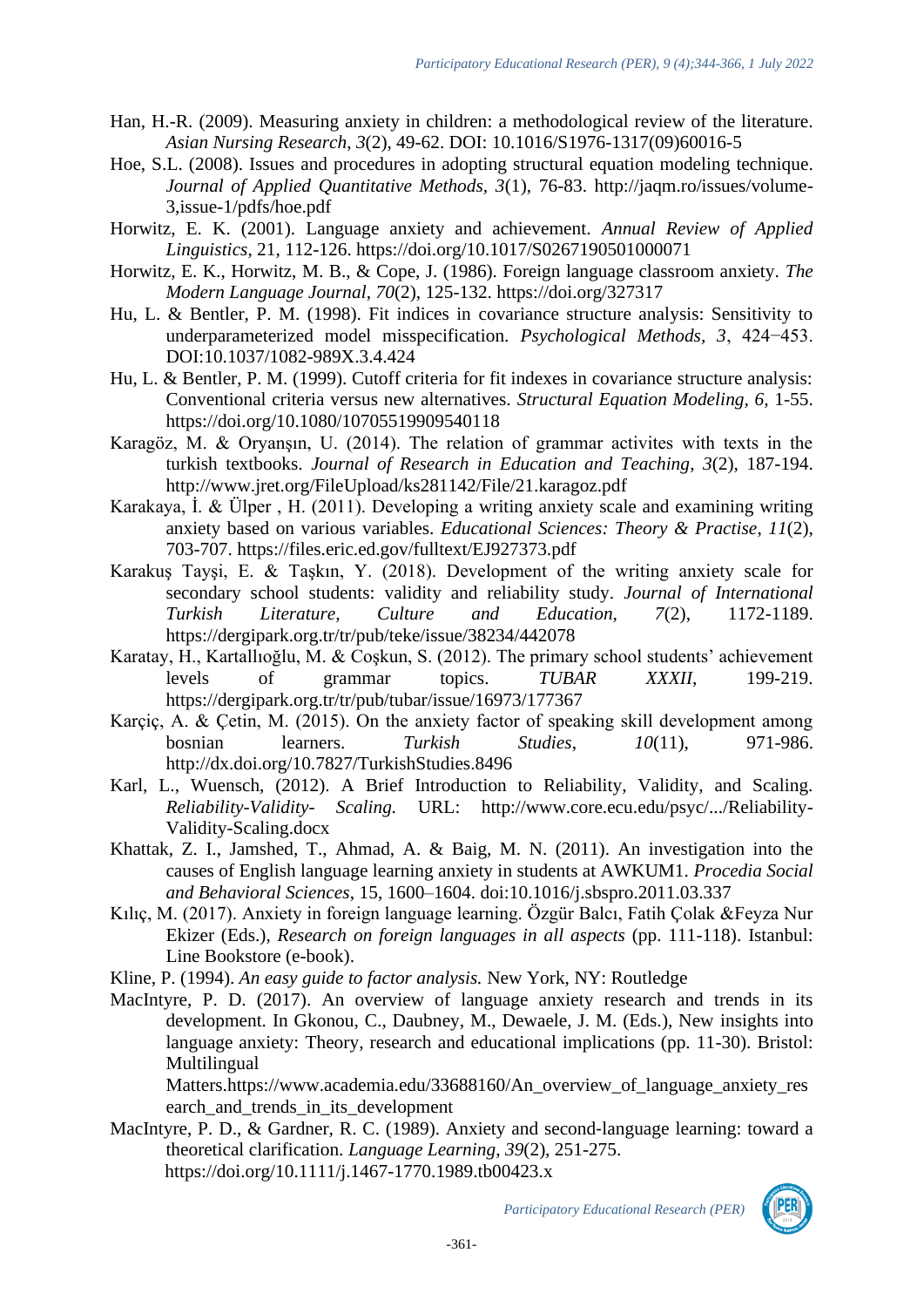Han, H.-R. (2009). Measuring anxiety in children: a methodological review of the literature. *Asian Nursing Research*, *3*(2), 49-62. DOI: 10.1016/S1976-1317(09)60016-5

Hoe, S.L. (2008). Issues and procedures in adopting structural equation modeling technique. *Journal of Applied Quantitative Methods*, *3*(1), 76-83. http://jaqm.ro/issues/volume-3,issue-1/pdfs/hoe.pdf

Horwitz, E. K. (2001). Language anxiety and achievement. *Annual Review of Applied Linguistics*, 21, 112-126. https://doi.org/10.1017/S0267190501000071

Horwitz, E. K., Horwitz, M. B., & Cope, J. (1986). Foreign language classroom anxiety. *The Modern Language Journal*, *70*(2), 125-132. https://doi.org/327317

Hu, L. & Bentler, P. M. (1998). Fit indices in covariance structure analysis: Sensitivity to underparameterized model misspecification. *Psychological Methods, 3*, 424–453. DOI:10.1037/1082-989X.3.4.424

Hu, L. & Bentler, P. M. (1999). Cutoff criteria for fit indexes in covariance structure analysis: Conventional criteria versus new alternatives. *Structural Equation Modeling, 6,* 1-55. https://doi.org/10.1080/10705519909540118

Karagöz, M. & Oryanşın, U. (2014). The relation of grammar activites with texts in the turkish textbooks. *Journal of Research in Education and Teaching*, *3*(2), 187-194. http://www.jret.org/FileUpload/ks281142/File/21.karagoz.pdf

Karakaya, İ. & Ülper , H. (2011). Developing a writing anxiety scale and examining writing anxiety based on various variables. *Educational Sciences: Theory & Practise*, *11*(2), 703-707. https://files.eric.ed.gov/fulltext/EJ927373.pdf

Karakuş Tayşi, E. & Taşkın, Y. (2018). Development of the writing anxiety scale for secondary school students: validity and reliability study. *Journal of International Turkish Literature, Culture and Education*, *7*(2), 1172-1189. https://dergipark.org.tr/tr/pub/teke/issue/38234/442078

Karatay, H., Kartallıoğlu, M. & Coşkun, S. (2012). The primary school students' achievement levels of grammar topics. *TUBAR XXXII*, 199-219. https://dergipark.org.tr/tr/pub/tubar/issue/16973/177367

Karçiç, A. & Çetin, M. (2015). On the anxiety factor of speaking skill development among bosnian learners. *Turkish Studies*, *10*(11), 971-986. http://dx.doi.org/10.7827/TurkishStudies.8496

Karl, L., Wuensch, (2012). A Brief Introduction to Reliability, Validity, and Scaling. *Reliability-Validity- Scaling.* URL: http://www.core.ecu.edu/psyc/.../Reliability-Validity-Scaling.docx

Khattak, Z. I., Jamshed, T., Ahmad, A. & Baig, M. N. (2011). An investigation into the causes of English language learning anxiety in students at AWKUM1. *Procedia Social and Behavioral Sciences*, 15, 1600–1604. doi:10.1016/j.sbspro.2011.03.337

Kılıç, M. (2017). Anxiety in foreign language learning. Özgür Balcı, Fatih Çolak &Feyza Nur Ekizer (Eds.), *Research on foreign languages in all aspects* (pp. 111-118). Istanbul: Line Bookstore (e-book).

Kline, P. (1994). *An easy guide to factor analysis.* New York, NY: Routledge

MacIntyre, P. D. (2017). An overview of language anxiety research and trends in its development. In Gkonou, C., Daubney, M., Dewaele, J. M. (Eds.), New insights into language anxiety: Theory, research and educational implications (pp. 11-30). Bristol: Multilingual Matters.https://www.academia.edu/33688160/An_overview_of_language_anxiety_research_and_trends_in_its_development

MacIntyre, P. D., & Gardner, R. C. (1989). Anxiety and second-language learning: toward a theoretical clarification. *Language Learning*, *39*(2), 251-275. https://doi.org/10.1111/j.1467-1770.1989.tb00423.x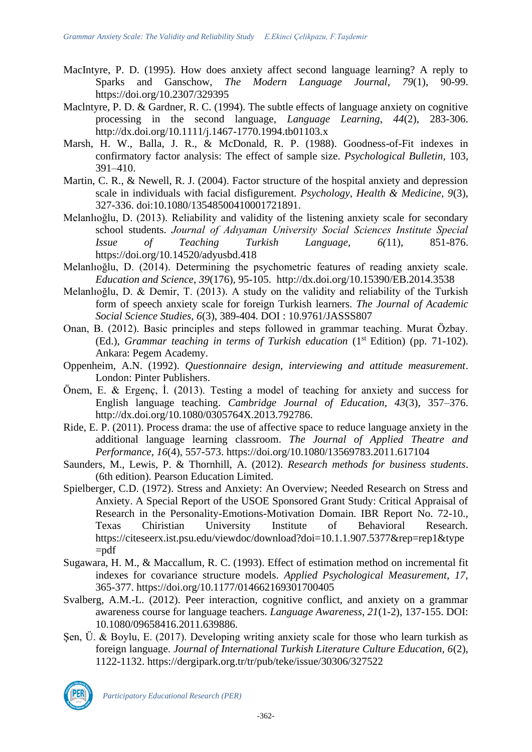MacIntyre, P. D. (1995). How does anxiety affect second language learning? A reply to Sparks and Ganschow, *The Modern Language Journal*, *79*(1), 90-99. https://doi.org/10.2307/329395

MacIntyre, P. D. & Gardner, R. C. (1994). The subtle effects of language anxiety on cognitive processing in the second language, *Language Learning*, *44*(2), 283-306. http://dx.doi.org/10.1111/j.1467-1770.1994.tb01103.x

Marsh, H. W., Balla, J. R., & McDonald, R. P. (1988). Goodness-of-Fit indexes in confirmatory factor analysis: The effect of sample size. *Psychological Bulletin*, 103, 391–410.

Martin, C. R., & Newell, R. J. (2004). Factor structure of the hospital anxiety and depression scale in individuals with facial disfigurement. *Psychology, Health & Medicine, 9*(3), 327-336. doi:10.1080/13548500410001721891.

Melanlıoğlu, D. (2013). Reliability and validity of the listening anxiety scale for secondary school students. *Journal of Adıyaman University Social Sciences Institute Special Issue of Teaching Turkish Language*, *6(*11), 851-876. https://doi.org/10.14520/adyusbd.418

Melanlıoğlu, D. (2014). Determining the psychometric features of reading anxiety scale. *Education and Science*, *39*(176), 95-105. http://dx.doi.org/10.15390/EB.2014.3538

Melanlıoğlu, D. & Demir, T. (2013). A study on the validity and reliability of the Turkish form of speech anxiety scale for foreign Turkish learners. *The Journal of Academic Social Science Studies*, *6*(3), 389-404. DOI : 10.9761/JASSS807

Onan, B. (2012). Basic principles and steps followed in grammar teaching. Murat Özbay. (Ed.), *Grammar teaching in terms of Turkish education* (1st Edition) (pp. 71-102). Ankara: Pegem Academy.

Oppenheim, A.N. (1992). *Questionnaire design, interviewing and attitude measurement*. London: Pinter Publishers.

Önem, E. & Ergenç, İ. (2013). Testing a model of teaching for anxiety and success for English language teaching. *Cambridge Journal of Education*, *43*(3), 357–376. http://dx.doi.org/10.1080/0305764X.2013.792786.

Ride, E. P. (2011). Process drama: the use of affective space to reduce language anxiety in the additional language learning classroom. *The Journal of Applied Theatre and Performance*, *16*(4), 557-573. https://doi.org/10.1080/13569783.2011.617104

Saunders, M., Lewis, P. & Thornhill, A. (2012). *Research methods for business students*. (6th edition). Pearson Education Limited.

Spielberger, C.D. (1972). Stress and Anxiety: An Overview; Needed Research on Stress and Anxiety. A Special Report of the USOE Sponsored Grant Study: Critical Appraisal of Research in the Personality-Emotions-Motivation Domain. IBR Report No. 72-10., Texas Chiristian University Institute of Behavioral Research. https://citeseerx.ist.psu.edu/viewdoc/download?doi=10.1.1.907.5377&rep=rep1&type=pdf

Sugawara, H. M., & Maccallum, R. C. (1993). Effect of estimation method on incremental fit indexes for covariance structure models. *Applied Psychological Measurement, 17*, 365-377. https://doi.org/10.1177/014662169301700405

Svalberg, A.M.-L. (2012). Peer interaction, cognitive conflict, and anxiety on a grammar awareness course for language teachers. *Language Awareness*, *21*(1-2), 137-155. DOI: 10.1080/09658416.2011.639886.

Şen, Ü. & Boylu, E. (2017). Developing writing anxiety scale for those who learn turkish as foreign language. *Journal of International Turkish Literature Culture Education*, *6*(2), 1122-1132. https://dergipark.org.tr/tr/pub/teke/issue/30306/327522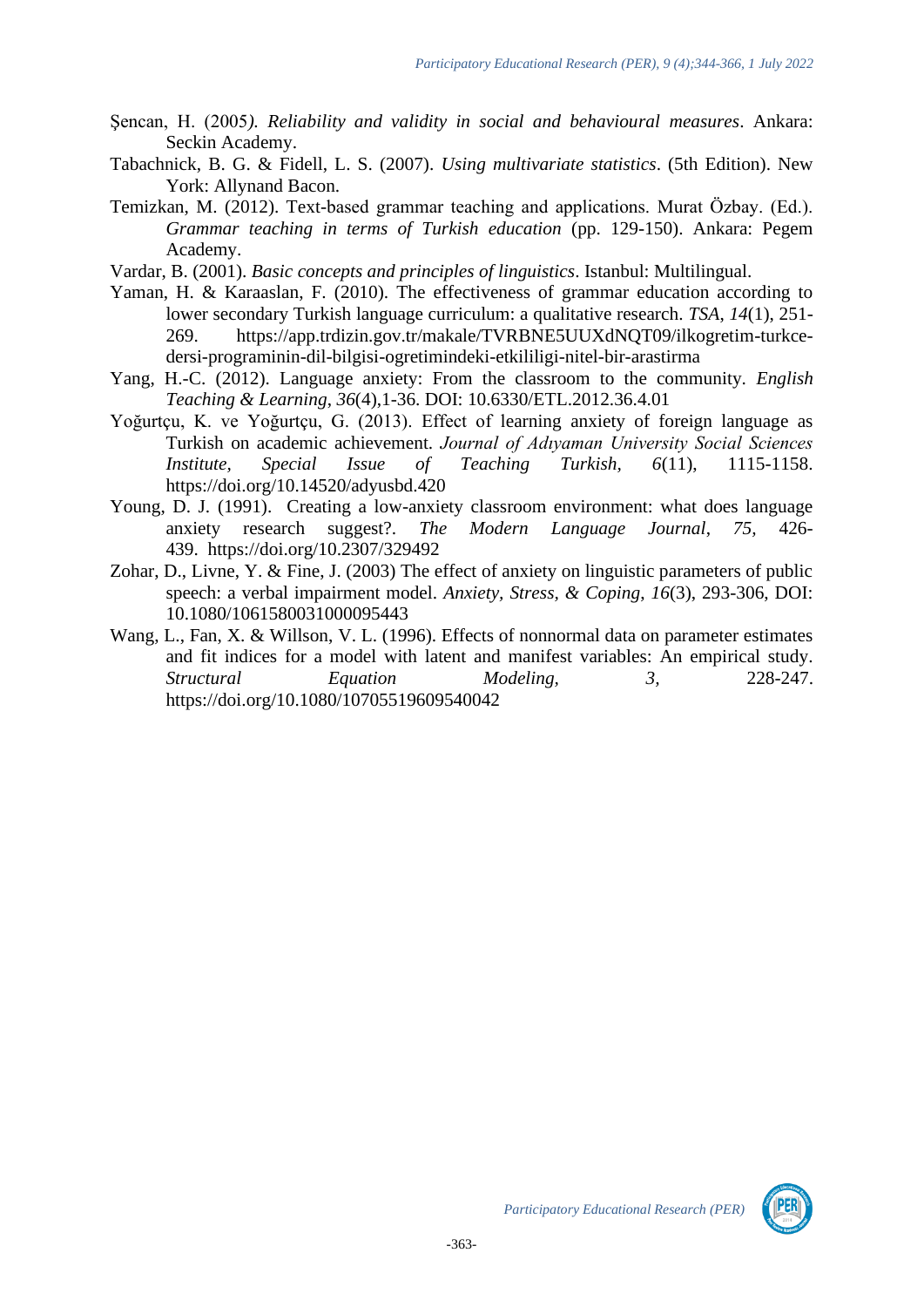Şencan, H. (2005). *Reliability and validity in social and behavioural measures*. Ankara: Seckin Academy.

Tabachnick, B. G. & Fidell, L. S. (2007). *Using multivariate statistics*. (5th Edition). New York: Allynand Bacon.

Temizkan, M. (2012). Text-based grammar teaching and applications. Murat Özbay. (Ed.). *Grammar teaching in terms of Turkish education* (pp. 129-150). Ankara: Pegem Academy.

Vardar, B. (2001). *Basic concepts and principles of linguistics*. Istanbul: Multilingual.

Yaman, H. & Karaaslan, F. (2010). The effectiveness of grammar education according to lower secondary Turkish language curriculum: a qualitative research. *TSA*, *14*(1), 251-269. https://app.trdizin.gov.tr/makale/TVRBNE5UUXdNQT09/ilkogretim-turkce-dersi-programinin-dil-bilgisi-ogretimindeki-etkililigi-nitel-bir-arastirma

Yang, H.-C. (2012). Language anxiety: From the classroom to the community. *English Teaching & Learning*, *36*(4),1-36. DOI: 10.6330/ETL.2012.36.4.01

Yoğurtçu, K. ve Yoğurtçu, G. (2013). Effect of learning anxiety of foreign language as Turkish on academic achievement. *Journal of Adıyaman University Social Sciences Institute, Special Issue of Teaching Turkish, 6*(11), 1115-1158. https://doi.org/10.14520/adyusbd.420

Young, D. J. (1991). Creating a low-anxiety classroom environment: what does language anxiety research suggest?. *The Modern Language Journal*, *75*, 426-439. https://doi.org/10.2307/329492

Zohar, D., Livne, Y. & Fine, J. (2003) The effect of anxiety on linguistic parameters of public speech: a verbal impairment model. *Anxiety, Stress, & Coping*, *16*(3), 293-306, DOI: 10.1080/1061580031000095443

Wang, L., Fan, X. & Willson, V. L. (1996). Effects of nonnormal data on parameter estimates and fit indices for a model with latent and manifest variables: An empirical study. *Structural Equation Modeling*, *3*, 228-247. https://doi.org/10.1080/10705519609540042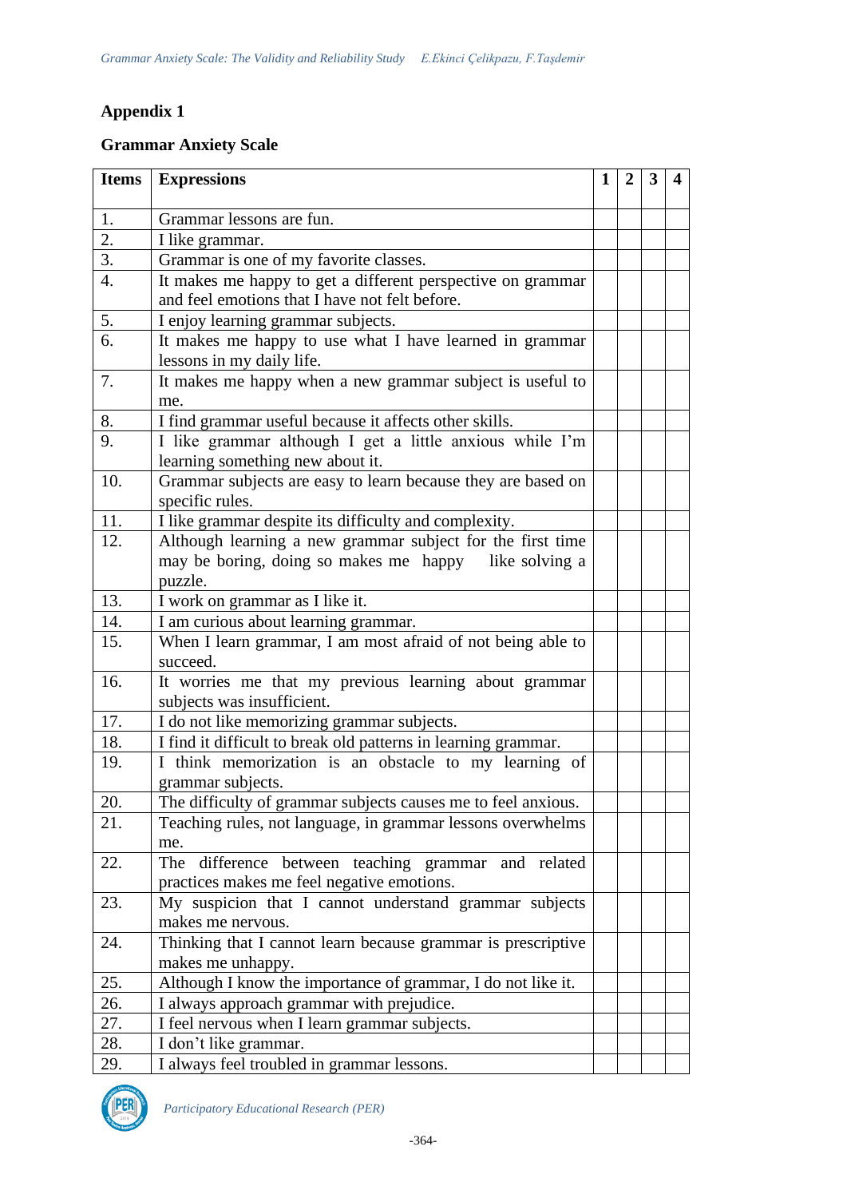## Appendix 1

### Grammar Anxiety Scale

| Items | Expressions | 1 | 2 | 3 | 4 |
|---|---|---|---|---|---|
| 1. | Grammar lessons are fun. | | | | |
| 2. | I like grammar. | | | | |
| 3. | Grammar is one of my favorite classes. | | | | |
| 4. | It makes me happy to get a different perspective on grammar and feel emotions that I have not felt before. | | | | |
| 5. | I enjoy learning grammar subjects. | | | | |
| 6. | It makes me happy to use what I have learned in grammar lessons in my daily life. | | | | |
| 7. | It makes me happy when a new grammar subject is useful to me. | | | | |
| 8. | I find grammar useful because it affects other skills. | | | | |
| 9. | I like grammar although I get a little anxious while I'm learning something new about it. | | | | |
| 10. | Grammar subjects are easy to learn because they are based on specific rules. | | | | |
| 11. | I like grammar despite its difficulty and complexity. | | | | |
| 12. | Although learning a new grammar subject for the first time may be boring, doing so makes me happy like solving a puzzle. | | | | |
| 13. | I work on grammar as I like it. | | | | |
| 14. | I am curious about learning grammar. | | | | |
| 15. | When I learn grammar, I am most afraid of not being able to succeed. | | | | |
| 16. | It worries me that my previous learning about grammar subjects was insufficient. | | | | |
| 17. | I do not like memorizing grammar subjects. | | | | |
| 18. | I find it difficult to break old patterns in learning grammar. | | | | |
| 19. | I think memorization is an obstacle to my learning of grammar subjects. | | | | |
| 20. | The difficulty of grammar subjects causes me to feel anxious. | | | | |
| 21. | Teaching rules, not language, in grammar lessons overwhelms me. | | | | |
| 22. | The difference between teaching grammar and related practices makes me feel negative emotions. | | | | |
| 23. | My suspicion that I cannot understand grammar subjects makes me nervous. | | | | |
| 24. | Thinking that I cannot learn because grammar is prescriptive makes me unhappy. | | | | |
| 25. | Although I know the importance of grammar, I do not like it. | | | | |
| 26. | I always approach grammar with prejudice. | | | | |
| 27. | I feel nervous when I learn grammar subjects. | | | | |
| 28. | I don't like grammar. | | | | |
| 29. | I always feel troubled in grammar lessons. | | | | |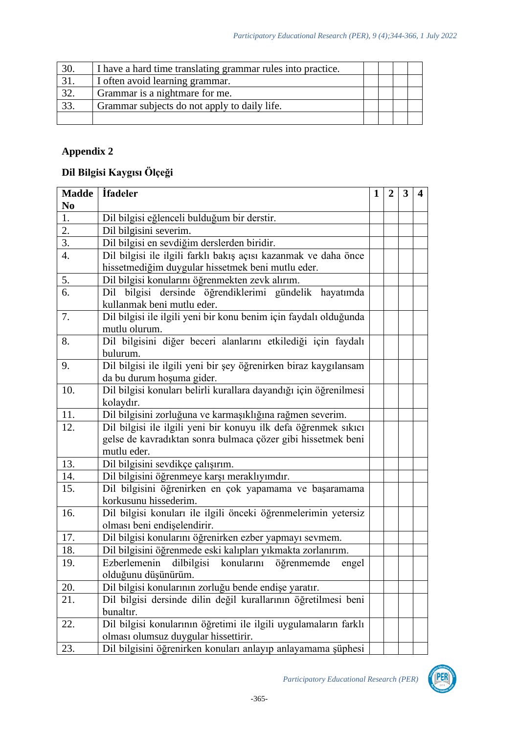| | | | | | |
|---|---|---|---|---|---|
| 30. | I have a hard time translating grammar rules into practice. | | | | |
| 31. | I often avoid learning grammar. | | | | |
| 32. | Grammar is a nightmare for me. | | | | |
| 33. | Grammar subjects do not apply to daily life. | | | | |
| | | | | | |

## Appendix 2

### Dil Bilgisi Kaygısı Ölçeği

| Madde No | İfadeler | 1 | 2 | 3 | 4 |
|---|---|---|---|---|---|
| 1. | Dil bilgisi eğlenceli bulduğum bir derstir. | | | | |
| 2. | Dil bilgisini severim. | | | | |
| 3. | Dil bilgisi en sevdiğim derslerden biridir. | | | | |
| 4. | Dil bilgisi ile ilgili farklı bakış açısı kazanmak ve daha önce hissetmediğim duygular hissetmek beni mutlu eder. | | | | |
| 5. | Dil bilgisi konularını öğrenmekten zevk alırım. | | | | |
| 6. | Dil bilgisi dersinde öğrendiklerimi gündelik hayatımda kullanmak beni mutlu eder. | | | | |
| 7. | Dil bilgisi ile ilgili yeni bir konu benim için faydalı olduğunda mutlu olurum. | | | | |
| 8. | Dil bilgisini diğer beceri alanlarını etkilediği için faydalı bulurum. | | | | |
| 9. | Dil bilgisi ile ilgili yeni bir şey öğrenirken biraz kaygılansam da bu durum hoşuma gider. | | | | |
| 10. | Dil bilgisi konuları belirli kurallara dayandığı için öğrenilmesi kolaydır. | | | | |
| 11. | Dil bilgisini zorluğuna ve karmaşıklığına rağmen severim. | | | | |
| 12. | Dil bilgisi ile ilgili yeni bir konuyu ilk defa öğrenmek sıkıcı gelse de kavradıktan sonra bulmaca çözer gibi hissetmek beni mutlu eder. | | | | |
| 13. | Dil bilgisini sevdikçe çalışırım. | | | | |
| 14. | Dil bilgisini öğrenmeye karşı meraklıyımdır. | | | | |
| 15. | Dil bilgisini öğrenirken en çok yapamama ve başaramama korkusunu hissederim. | | | | |
| 16. | Dil bilgisi konuları ile ilgili önceki öğrenmelerimin yetersiz olması beni endişelendirir. | | | | |
| 17. | Dil bilgisi konularını öğrenirken ezber yapmayı sevmem. | | | | |
| 18. | Dil bilgisini öğrenmede eski kalıpları yıkmakta zorlanırım. | | | | |
| 19. | Ezberlemenin dilbilgisi konularını öğrenmemde engel olduğunu düşünürüm. | | | | |
| 20. | Dil bilgisi konularının zorluğu bende endişe yaratır. | | | | |
| 21. | Dil bilgisi dersinde dilin değil kurallarının öğretilmesi beni bunaltır. | | | | |
| 22. | Dil bilgisi konularının öğretimi ile ilgili uygulamaların farklı olması olumsuz duygular hissettirir. | | | | |
| 23. | Dil bilgisini öğrenirken konuları anlayıp anlayamama şüphesi | | | | |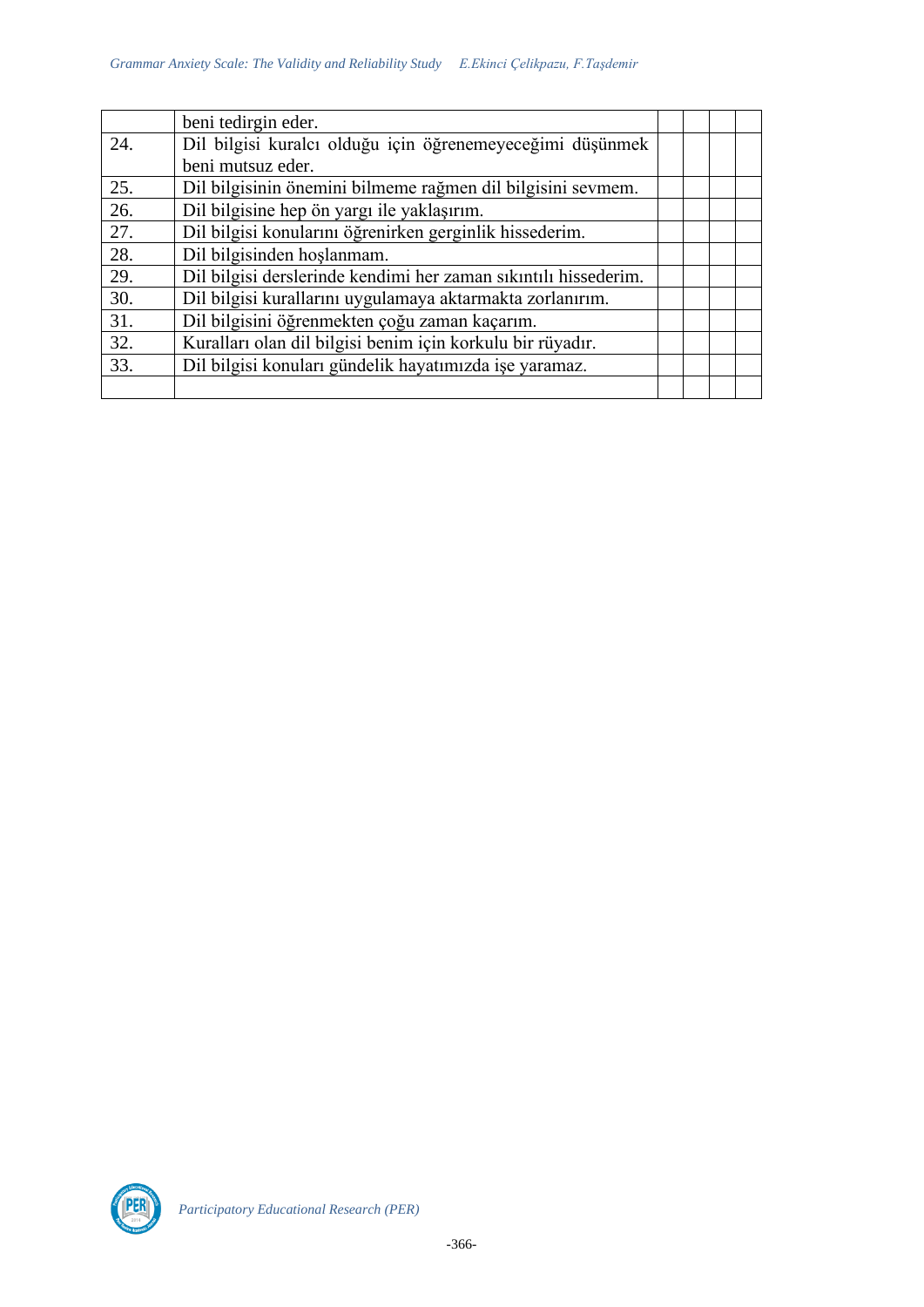| | | | | | |
|---|---|---|---|---|---|
| | beni tedirgin eder. | | | | |
| 24. | Dil bilgisi kuralcı olduğu için öğrenemeyeceğimi düşünmek beni mutsuz eder. | | | | |
| 25. | Dil bilgisinin önemini bilmeme rağmen dil bilgisini sevmem. | | | | |
| 26. | Dil bilgisine hep ön yargı ile yaklaşırım. | | | | |
| 27. | Dil bilgisi konularını öğrenirken gerginlik hissederim. | | | | |
| 28. | Dil bilgisinden hoşlanmam. | | | | |
| 29. | Dil bilgisi derslerinde kendimi her zaman sıkıntılı hissederim. | | | | |
| 30. | Dil bilgisi kurallarını uygulamaya aktarmakta zorlanırım. | | | | |
| 31. | Dil bilgisini öğrenmekten çoğu zaman kaçarım. | | | | |
| 32. | Kuralları olan dil bilgisi benim için korkulu bir rüyadır. | | | | |
| 33. | Dil bilgisi konuları gündelik hayatımızda işe yaramaz. | | | | |
| | | | | | |